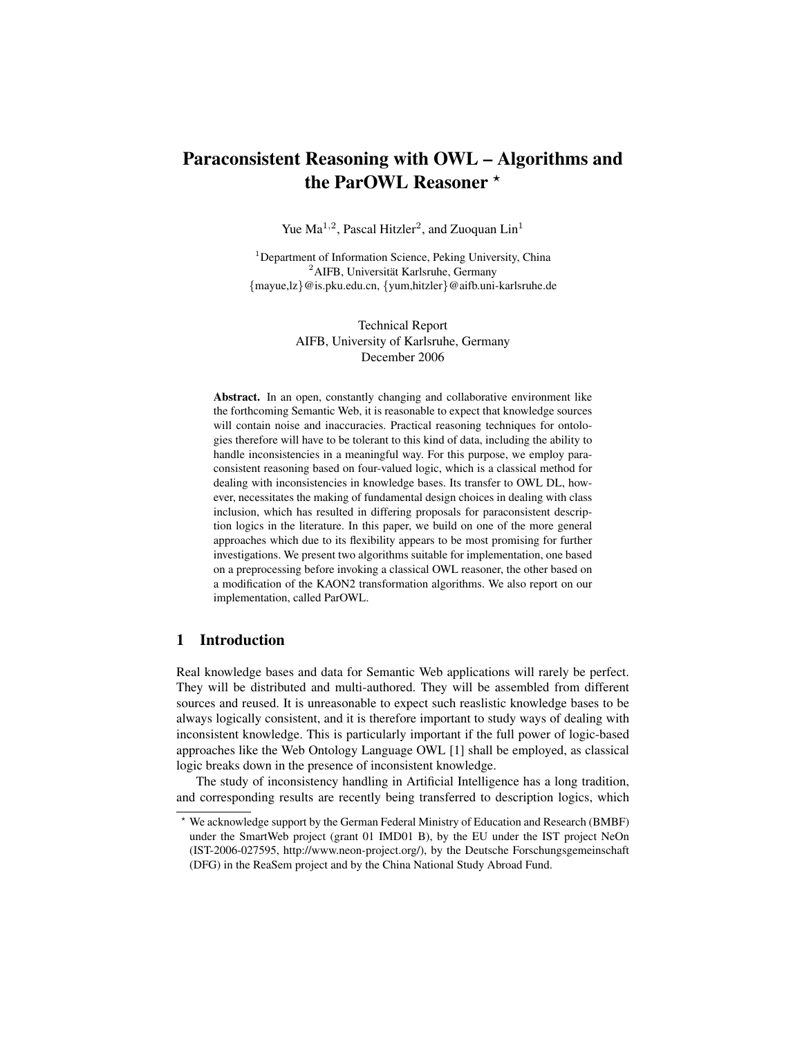# Paraconsistent Reasoning with OWL – Algorithms and the ParOWL Reasoner *

Yue Ma[1,2], Pascal Hitzler[2], and Zuoquan Lin[1]

[1]Department of Information Science, Peking University, China
[2]AIFB, Universität Karlsruhe, Germany
{mayue,lz}@is.pku.edu.cn, {yum,hitzler}@aifb.uni-karlsruhe.de

Technical Report
AIFB, University of Karlsruhe, Germany
December 2006

**Abstract.** In an open, constantly changing and collaborative environment like the forthcoming Semantic Web, it is reasonable to expect that knowledge sources will contain noise and inaccuracies. Practical reasoning techniques for ontologies therefore will have to be tolerant to this kind of data, including the ability to handle inconsistencies in a meaningful way. For this purpose, we employ paraconsistent reasoning based on four-valued logic, which is a classical method for dealing with inconsistencies in knowledge bases. Its transfer to OWL DL, however, necessitates the making of fundamental design choices in dealing with class inclusion, which has resulted in differing proposals for paraconsistent description logics in the literature. In this paper, we build on one of the more general approaches which due to its flexibility appears to be most promising for further investigations. We present two algorithms suitable for implementation, one based on a preprocessing before invoking a classical OWL reasoner, the other based on a modification of the KAON2 transformation algorithms. We also report on our implementation, called ParOWL.

## 1 Introduction

Real knowledge bases and data for Semantic Web applications will rarely be perfect. They will be distributed and multi-authored. They will be assembled from different sources and reused. It is unreasonable to expect such reaslistic knowledge bases to be always logically consistent, and it is therefore important to study ways of dealing with inconsistent knowledge. This is particularly important if the full power of logic-based approaches like the Web Ontology Language OWL [1] shall be employed, as classical logic breaks down in the presence of inconsistent knowledge.

The study of inconsistency handling in Artificial Intelligence has a long tradition, and corresponding results are recently being transferred to description logics, which

* We acknowledge support by the German Federal Ministry of Education and Research (BMBF) under the SmartWeb project (grant 01 IMD01 B), by the EU under the IST project NeOn (IST-2006-027595, http://www.neon-project.org/), by the Deutsche Forschungsgemeinschaft (DFG) in the ReaSem project and by the China National Study Abroad Fund.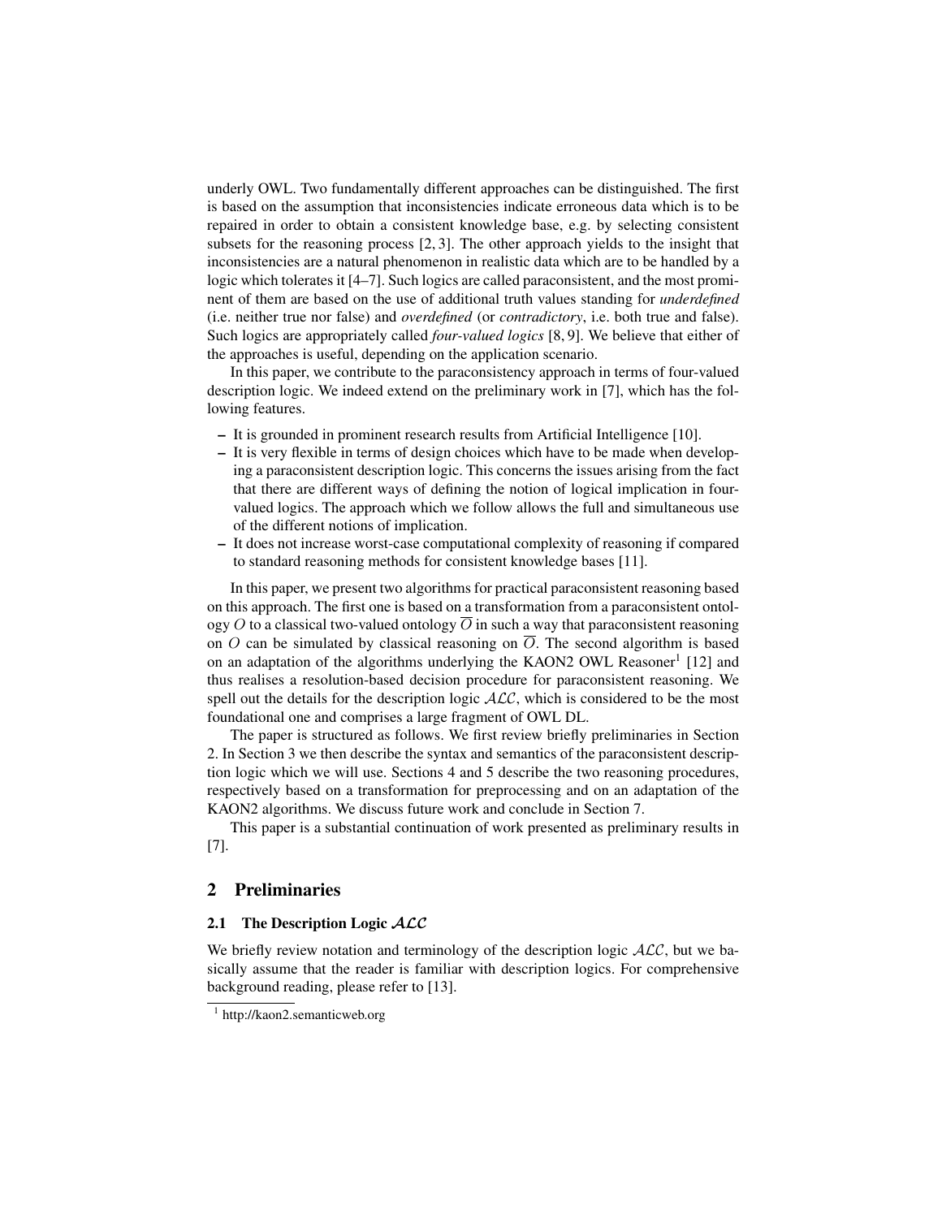underly OWL. Two fundamentally different approaches can be distinguished. The first is based on the assumption that inconsistencies indicate erroneous data which is to be repaired in order to obtain a consistent knowledge base, e.g. by selecting consistent subsets for the reasoning process [2, 3]. The other approach yields to the insight that inconsistencies are a natural phenomenon in realistic data which are to be handled by a logic which tolerates it [4–7]. Such logics are called paraconsistent, and the most prominent of them are based on the use of additional truth values standing for *underdefined* (i.e. neither true nor false) and *overdefined* (or *contradictory*, i.e. both true and false). Such logics are appropriately called *four-valued logics* [8, 9]. We believe that either of the approaches is useful, depending on the application scenario.

In this paper, we contribute to the paraconsistency approach in terms of four-valued description logic. We indeed extend on the preliminary work in [7], which has the following features.

- It is grounded in prominent research results from Artificial Intelligence [10].
- It is very flexible in terms of design choices which have to be made when developing a paraconsistent description logic. This concerns the issues arising from the fact that there are different ways of defining the notion of logical implication in four-valued logics. The approach which we follow allows the full and simultaneous use of the different notions of implication.
- It does not increase worst-case computational complexity of reasoning if compared to standard reasoning methods for consistent knowledge bases [11].

In this paper, we present two algorithms for practical paraconsistent reasoning based on this approach. The first one is based on a transformation from a paraconsistent ontology $O$ to a classical two-valued ontology $\overline{O}$ in such a way that paraconsistent reasoning on $O$ can be simulated by classical reasoning on $\overline{O}$. The second algorithm is based on an adaptation of the algorithms underlying the KAON2 OWL Reasoner[1] [12] and thus realises a resolution-based decision procedure for paraconsistent reasoning. We spell out the details for the description logic $\mathcal{ALC}$, which is considered to be the most foundational one and comprises a large fragment of OWL DL.

The paper is structured as follows. We first review briefly preliminaries in Section 2. In Section 3 we then describe the syntax and semantics of the paraconsistent description logic which we will use. Sections 4 and 5 describe the two reasoning procedures, respectively based on a transformation for preprocessing and on an adaptation of the KAON2 algorithms. We discuss future work and conclude in Section 7.

This paper is a substantial continuation of work presented as preliminary results in [7].

## 2 Preliminaries

### 2.1 The Description Logic $\mathcal{ALC}$

We briefly review notation and terminology of the description logic $\mathcal{ALC}$, but we basically assume that the reader is familiar with description logics. For comprehensive background reading, please refer to [13].

[1] http://kaon2.semanticweb.org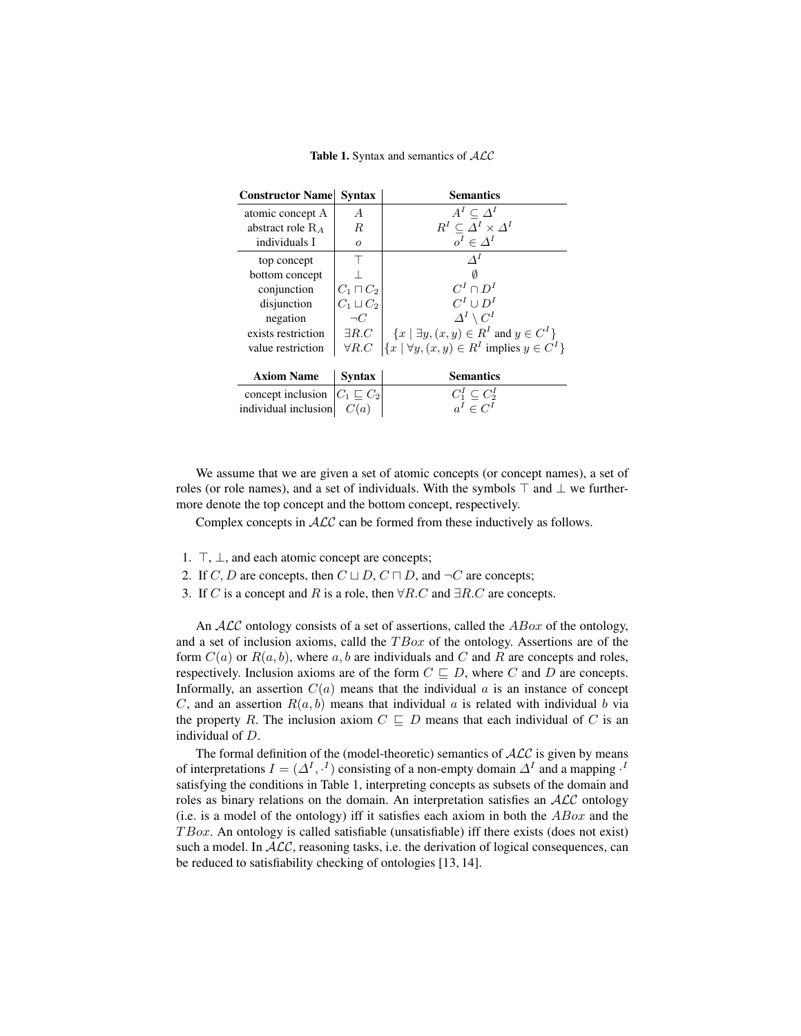**Table 1.** Syntax and semantics of $\mathcal{ALC}$

| Constructor Name | Syntax | Semantics |
|---|---|---|
| atomic concept A | $A$ | $A^I \subseteq \Delta^I$ |
| abstract role $\mathrm{R}_A$ | $R$ | $R^I \subseteq \Delta^I \times \Delta^I$ |
| individuals I | $o$ | $o^I \in \Delta^I$ |
| top concept | $\top$ | $\Delta^I$ |
| bottom concept | $\bot$ | $\emptyset$ |
| conjunction | $C_1 \sqcap C_2$ | $C^I \cap D^I$ |
| disjunction | $C_1 \sqcup C_2$ | $C^I \cup D^I$ |
| negation | $\neg C$ | $\Delta^I \setminus C^I$ |
| exists restriction | $\exists R.C$ | $\{x \mid \exists y, (x, y) \in R^I \text{ and } y \in C^I\}$ |
| value restriction | $\forall R.C$ | $\{x \mid \forall y, (x, y) \in R^I \text{ implies } y \in C^I\}$ |

| Axiom Name | Syntax | Semantics |
|---|---|---|
| concept inclusion | $C_1 \sqsubseteq C_2$ | $C_1^I \subseteq C_2^I$ |
| individual inclusion | $C(a)$ | $a^I \in C^I$ |

We assume that we are given a set of atomic concepts (or concept names), a set of roles (or role names), and a set of individuals. With the symbols $\top$ and $\bot$ we furthermore denote the top concept and the bottom concept, respectively.

Complex concepts in $\mathcal{ALC}$ can be formed from these inductively as follows.

1. $\top$, $\bot$, and each atomic concept are concepts;
2. If $C, D$ are concepts, then $C \sqcup D$, $C \sqcap D$, and $\neg C$ are concepts;
3. If $C$ is a concept and $R$ is a role, then $\forall R.C$ and $\exists R.C$ are concepts.

An $\mathcal{ALC}$ ontology consists of a set of assertions, called the $ABox$ of the ontology, and a set of inclusion axioms, calld the $TBox$ of the ontology. Assertions are of the form $C(a)$ or $R(a, b)$, where $a, b$ are individuals and $C$ and $R$ are concepts and roles, respectively. Inclusion axioms are of the form $C \sqsubseteq D$, where $C$ and $D$ are concepts. Informally, an assertion $C(a)$ means that the individual $a$ is an instance of concept $C$, and an assertion $R(a, b)$ means that individual $a$ is related with individual $b$ via the property $R$. The inclusion axiom $C \sqsubseteq D$ means that each individual of $C$ is an individual of $D$.

The formal definition of the (model-theoretic) semantics of $\mathcal{ALC}$ is given by means of interpretations $I = (\Delta^I, \cdot^I)$ consisting of a non-empty domain $\Delta^I$ and a mapping $\cdot^I$ satisfying the conditions in Table 1, interpreting concepts as subsets of the domain and roles as binary relations on the domain. An interpretation satisfies an $\mathcal{ALC}$ ontology (i.e. is a model of the ontology) iff it satisfies each axiom in both the $ABox$ and the $TBox$. An ontology is called satisfiable (unsatisfiable) iff there exists (does not exist) such a model. In $\mathcal{ALC}$, reasoning tasks, i.e. the derivation of logical consequences, can be reduced to satisfiability checking of ontologies [13, 14].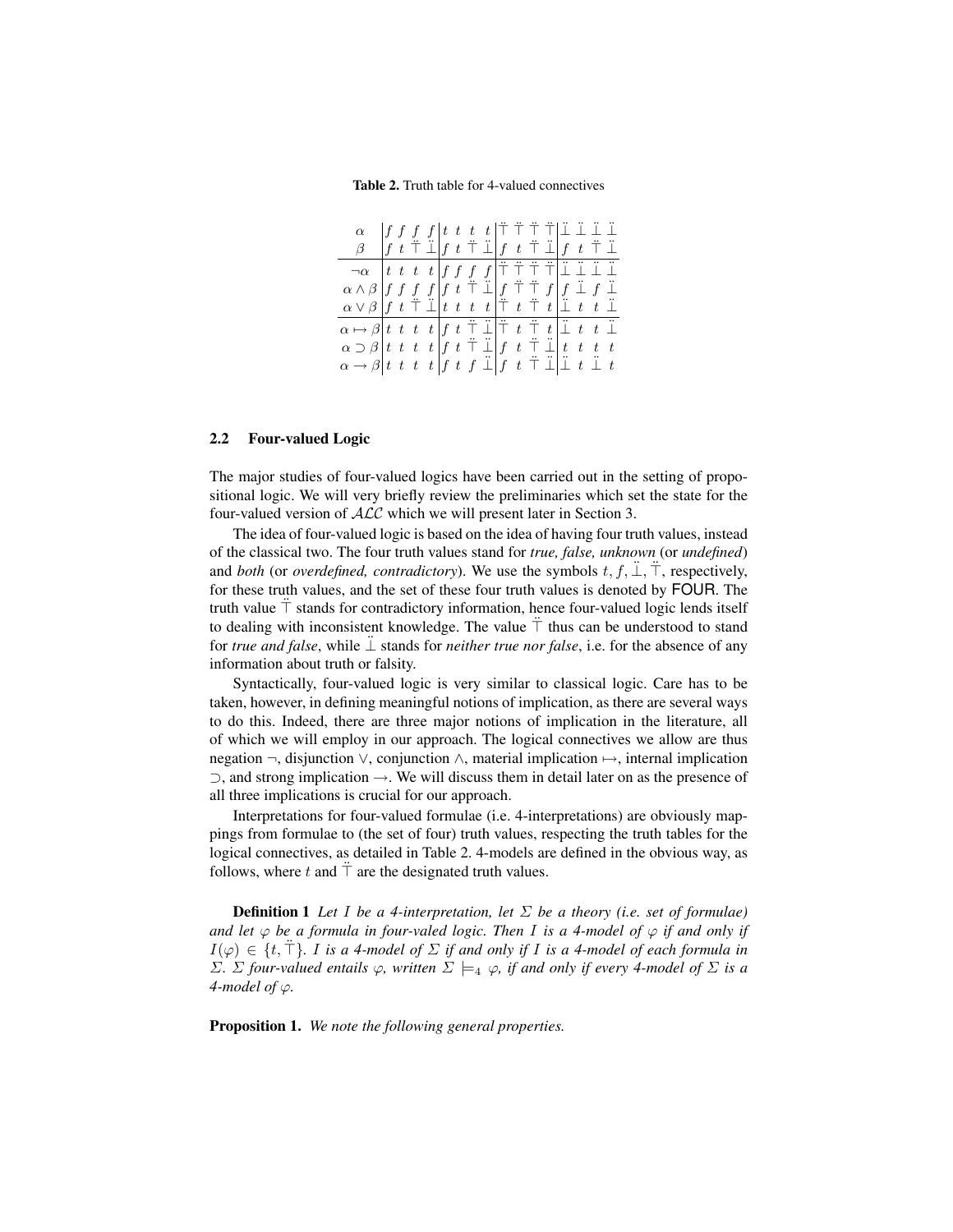**Table 2.** Truth table for 4-valued connectives

| | | | | | | | | | | | | | | | | |
|---|---|---|---|---|---|---|---|---|---|---|---|---|---|---|---|---|
| $\alpha$ | $f$ | $f$ | $f$ | $f$ | $t$ | $t$ | $t$ | $t$ | $\ddot{\top}$ | $\ddot{\top}$ | $\ddot{\top}$ | $\ddot{\top}$ | $\ddot{\bot}$ | $\ddot{\bot}$ | $\ddot{\bot}$ | $\ddot{\bot}$ |
| $\beta$ | $f$ | $t$ | $\ddot{\top}$ | $\ddot{\bot}$ | $f$ | $t$ | $\ddot{\top}$ | $\ddot{\bot}$ | $f$ | $t$ | $\ddot{\top}$ | $\ddot{\bot}$ | $f$ | $t$ | $\ddot{\top}$ | $\ddot{\bot}$ |
| $\neg\alpha$ | $t$ | $t$ | $t$ | $t$ | $f$ | $f$ | $f$ | $f$ | $\ddot{\top}$ | $\ddot{\top}$ | $\ddot{\top}$ | $\ddot{\top}$ | $\ddot{\bot}$ | $\ddot{\bot}$ | $\ddot{\bot}$ | $\ddot{\bot}$ |
| $\alpha \wedge \beta$ | $f$ | $f$ | $f$ | $f$ | $f$ | $t$ | $\ddot{\top}$ | $\ddot{\bot}$ | $f$ | $\ddot{\top}$ | $\ddot{\top}$ | $f$ | $f$ | $\ddot{\bot}$ | $f$ | $\ddot{\bot}$ |
| $\alpha \vee \beta$ | $f$ | $t$ | $\ddot{\top}$ | $\ddot{\bot}$ | $t$ | $t$ | $t$ | $t$ | $\ddot{\top}$ | $t$ | $\ddot{\top}$ | $t$ | $\ddot{\bot}$ | $t$ | $t$ | $\ddot{\bot}$ |
| $\alpha \mapsto \beta$ | $t$ | $t$ | $t$ | $t$ | $f$ | $t$ | $\ddot{\top}$ | $\ddot{\bot}$ | $\ddot{\top}$ | $t$ | $\ddot{\top}$ | $t$ | $\ddot{\bot}$ | $t$ | $t$ | $\ddot{\bot}$ |
| $\alpha \supset \beta$ | $t$ | $t$ | $t$ | $t$ | $f$ | $t$ | $\ddot{\top}$ | $\ddot{\bot}$ | $f$ | $t$ | $\ddot{\top}$ | $\ddot{\bot}$ | $t$ | $t$ | $t$ | $t$ |
| $\alpha \rightarrow \beta$ | $t$ | $t$ | $t$ | $t$ | $f$ | $t$ | $f$ | $\ddot{\bot}$ | $f$ | $t$ | $\ddot{\top}$ | $\ddot{\bot}$ | $\ddot{\bot}$ | $t$ | $\ddot{\bot}$ | $t$ |

### 2.2 Four-valued Logic

The major studies of four-valued logics have been carried out in the setting of propositional logic. We will very briefly review the preliminaries which set the state for the four-valued version of $\mathcal{ALC}$ which we will present later in Section 3.

The idea of four-valued logic is based on the idea of having four truth values, instead of the classical two. The four truth values stand for *true, false, unknown* (or *undefined*) and *both* (or *overdefined, contradictory*). We use the symbols $t, f, \ddot{\bot}, \ddot{\top}$, respectively, for these truth values, and the set of these four truth values is denoted by FOUR. The truth value $\ddot{\top}$ stands for contradictory information, hence four-valued logic lends itself to dealing with inconsistent knowledge. The value $\ddot{\top}$ thus can be understood to stand for *true and false*, while $\ddot{\bot}$ stands for *neither true nor false*, i.e. for the absence of any information about truth or falsity.

Syntactically, four-valued logic is very similar to classical logic. Care has to be taken, however, in defining meaningful notions of implication, as there are several ways to do this. Indeed, there are three major notions of implication in the literature, all of which we will employ in our approach. The logical connectives we allow are thus negation $\neg$, disjunction $\vee$, conjunction $\wedge$, material implication $\mapsto$, internal implication $\supset$, and strong implication $\rightarrow$. We will discuss them in detail later on as the presence of all three implications is crucial for our approach.

Interpretations for four-valued formulae (i.e. 4-interpretations) are obviously mappings from formulae to (the set of four) truth values, respecting the truth tables for the logical connectives, as detailed in Table 2. 4-models are defined in the obvious way, as follows, where $t$ and $\ddot{\top}$ are the designated truth values.

**Definition 1** *Let $I$ be a 4-interpretation, let $\Sigma$ be a theory (i.e. set of formulae) and let $\varphi$ be a formula in four-valed logic. Then $I$ is a 4-model of $\varphi$ if and only if $I(\varphi) \in \{t, \ddot{\top}\}$. $I$ is a 4-model of $\Sigma$ if and only if $I$ is a 4-model of each formula in $\Sigma$. $\Sigma$ four-valued entails $\varphi$, written $\Sigma \models_4 \varphi$, if and only if every 4-model of $\Sigma$ is a 4-model of $\varphi$.*

**Proposition 1.** *We note the following general properties.*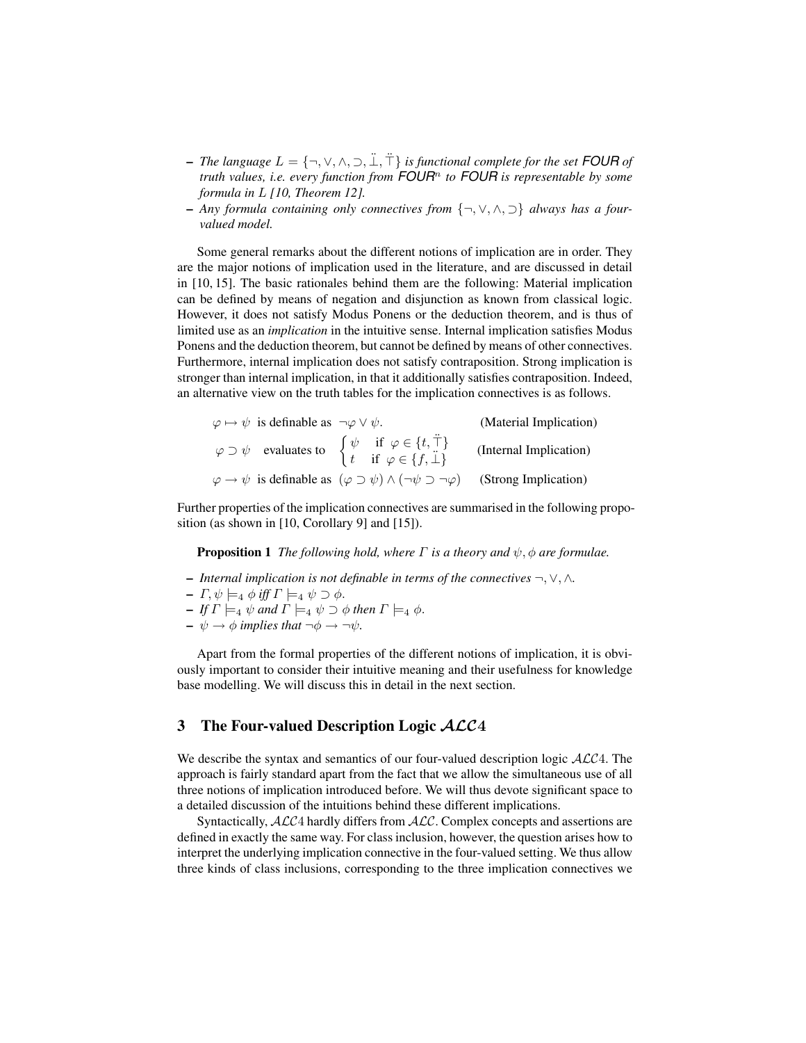- *The language $L = \{\neg, \vee, \wedge, \supset, \ddot{\bot}, \ddot{\top}\}$ is functional complete for the set* **FOUR** *of truth values, i.e. every function from* **FOUR**$^n$ *to* **FOUR** *is representable by some formula in $L$ [10, Theorem 12].*
- *Any formula containing only connectives from $\{\neg, \vee, \wedge, \supset\}$ always has a four-valued model.*

Some general remarks about the different notions of implication are in order. They are the major notions of implication used in the literature, and are discussed in detail in [10, 15]. The basic rationales behind them are the following: Material implication can be defined by means of negation and disjunction as known from classical logic. However, it does not satisfy Modus Ponens or the deduction theorem, and is thus of limited use as an *implication* in the intuitive sense. Internal implication satisfies Modus Ponens and the deduction theorem, but cannot be defined by means of other connectives. Furthermore, internal implication does not satisfy contraposition. Strong implication is stronger than internal implication, in that it additionally satisfies contraposition. Indeed, an alternative view on the truth tables for the implication connectives is as follows.

$$\varphi \mapsto \psi \text{ is definable as } \neg\varphi \vee \psi. \qquad \text{(Material Implication)}$$

$$\varphi \supset \psi \quad \text{evaluates to} \quad \begin{cases} \psi & \text{if } \varphi \in \{t, \ddot{\top}\} \\ t & \text{if } \varphi \in \{f, \ddot{\bot}\} \end{cases} \qquad \text{(Internal Implication)}$$

$$\varphi \rightarrow \psi \text{ is definable as } (\varphi \supset \psi) \wedge (\neg\psi \supset \neg\varphi) \qquad \text{(Strong Implication)}$$

Further properties of the implication connectives are summarised in the following proposition (as shown in [10, Corollary 9] and [15]).

**Proposition 1** *The following hold, where $\Gamma$ is a theory and $\psi, \phi$ are formulae.*

- *Internal implication is not definable in terms of the connectives $\neg, \vee, \wedge$.*
- *$\Gamma, \psi \models_4 \phi$ iff $\Gamma \models_4 \psi \supset \phi$.*
- *If $\Gamma \models_4 \psi$ and $\Gamma \models_4 \psi \supset \phi$ then $\Gamma \models_4 \phi$.*
- *$\psi \rightarrow \phi$ implies that $\neg\phi \rightarrow \neg\psi$.*

Apart from the formal properties of the different notions of implication, it is obviously important to consider their intuitive meaning and their usefulness for knowledge base modelling. We will discuss this in detail in the next section.

## 3 The Four-valued Description Logic $\mathcal{ALC}4$

We describe the syntax and semantics of our four-valued description logic $\mathcal{ALC}4$. The approach is fairly standard apart from the fact that we allow the simultaneous use of all three notions of implication introduced before. We will thus devote significant space to a detailed discussion of the intuitions behind these different implications.

Syntactically, $\mathcal{ALC}4$ hardly differs from $\mathcal{ALC}$. Complex concepts and assertions are defined in exactly the same way. For class inclusion, however, the question arises how to interpret the underlying implication connective in the four-valued setting. We thus allow three kinds of class inclusions, corresponding to the three implication connectives we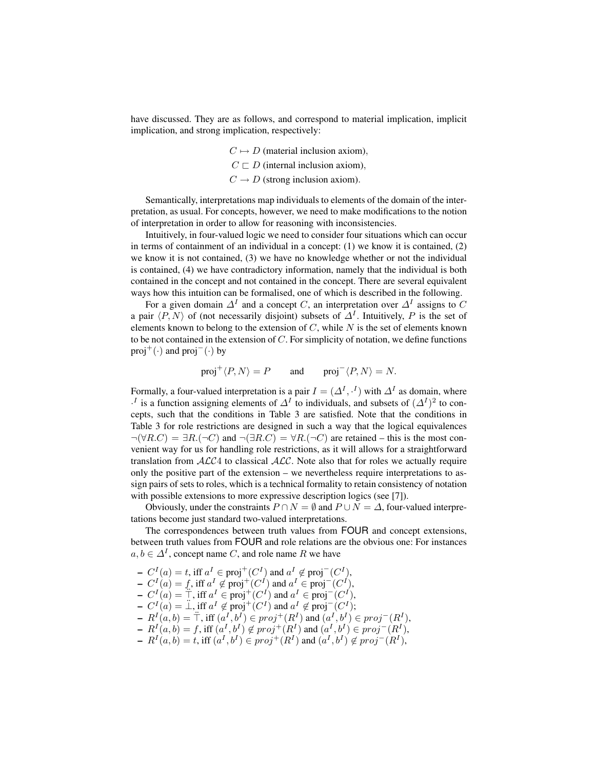have discussed. They are as follows, and correspond to material implication, implicit implication, and strong implication, respectively:

$$C \mapsto D \text{ (material inclusion axiom)},$$
$$C \sqsubset D \text{ (internal inclusion axiom)},$$
$$C \rightarrow D \text{ (strong inclusion axiom)}.$$

Semantically, interpretations map individuals to elements of the domain of the interpretation, as usual. For concepts, however, we need to make modifications to the notion of interpretation in order to allow for reasoning with inconsistencies.

Intuitively, in four-valued logic we need to consider four situations which can occur in terms of containment of an individual in a concept: (1) we know it is contained, (2) we know it is not contained, (3) we have no knowledge whether or not the individual is contained, (4) we have contradictory information, namely that the individual is both contained in the concept and not contained in the concept. There are several equivalent ways how this intuition can be formalised, one of which is described in the following.

For a given domain $\Delta^I$ and a concept $C$, an interpretation over $\Delta^I$ assigns to $C$ a pair $\langle P, N \rangle$ of (not necessarily disjoint) subsets of $\Delta^I$. Intuitively, $P$ is the set of elements known to belong to the extension of $C$, while $N$ is the set of elements known to be not contained in the extension of $C$. For simplicity of notation, we define functions $\text{proj}^+(\cdot)$ and $\text{proj}^-(\cdot)$ by

$$\text{proj}^+\langle P, N \rangle = P \qquad \text{and} \qquad \text{proj}^-\langle P, N \rangle = N.$$

Formally, a four-valued interpretation is a pair $I = (\Delta^I, \cdot^I)$ with $\Delta^I$ as domain, where $\cdot^I$ is a function assigning elements of $\Delta^I$ to individuals, and subsets of $(\Delta^I)^2$ to concepts, such that the conditions in Table 3 are satisfied. Note that the conditions in Table 3 for role restrictions are designed in such a way that the logical equivalences $\neg(\forall R.C) = \exists R.(\neg C)$ and $\neg(\exists R.C) = \forall R.(\neg C)$ are retained – this is the most convenient way for us for handling role restrictions, as it will allows for a straightforward translation from $\mathcal{ALC}4$ to classical $\mathcal{ALC}$. Note also that for roles we actually require only the positive part of the extension – we nevertheless require interpretations to assign pairs of sets to roles, which is a technical formality to retain consistency of notation with possible extensions to more expressive description logics (see [7]).

Obviously, under the constraints $P \cap N = \emptyset$ and $P \cup N = \Delta$, four-valued interpretations become just standard two-valued interpretations.

The correspondences between truth values from FOUR and concept extensions, between truth values from FOUR and role relations are the obvious one: For instances $a, b \in \Delta^I$, concept name $C$, and role name $R$ we have

- $C^I(a) = t$, iff $a^I \in \text{proj}^+(C^I)$ and $a^I \notin \text{proj}^-(C^I)$,
- $C^I(a) = f$, iff $a^I \notin \text{proj}^+(C^I)$ and $a^I \in \text{proj}^-(C^I)$,
- $C^I(a) = \ddot{\top}$, iff $a^I \in \text{proj}^+(C^I)$ and $a^I \in \text{proj}^-(C^I)$,
- $C^I(a) = \ddot{\bot}$, iff $a^I \notin \text{proj}^+(C^I)$ and $a^I \notin \text{proj}^-(C^I)$;
- $R^I(a, b) = \ddot{\top}$, iff $(a^I, b^I) \in proj^+(R^I)$ and $(a^I, b^I) \in proj^-(R^I)$,
- $R^I(a, b) = f$, iff $(a^I, b^I) \notin proj^+(R^I)$ and $(a^I, b^I) \in proj^-(R^I)$,
- $R^I(a, b) = t$, iff $(a^I, b^I) \in proj^+(R^I)$ and $(a^I, b^I) \notin proj^-(R^I)$,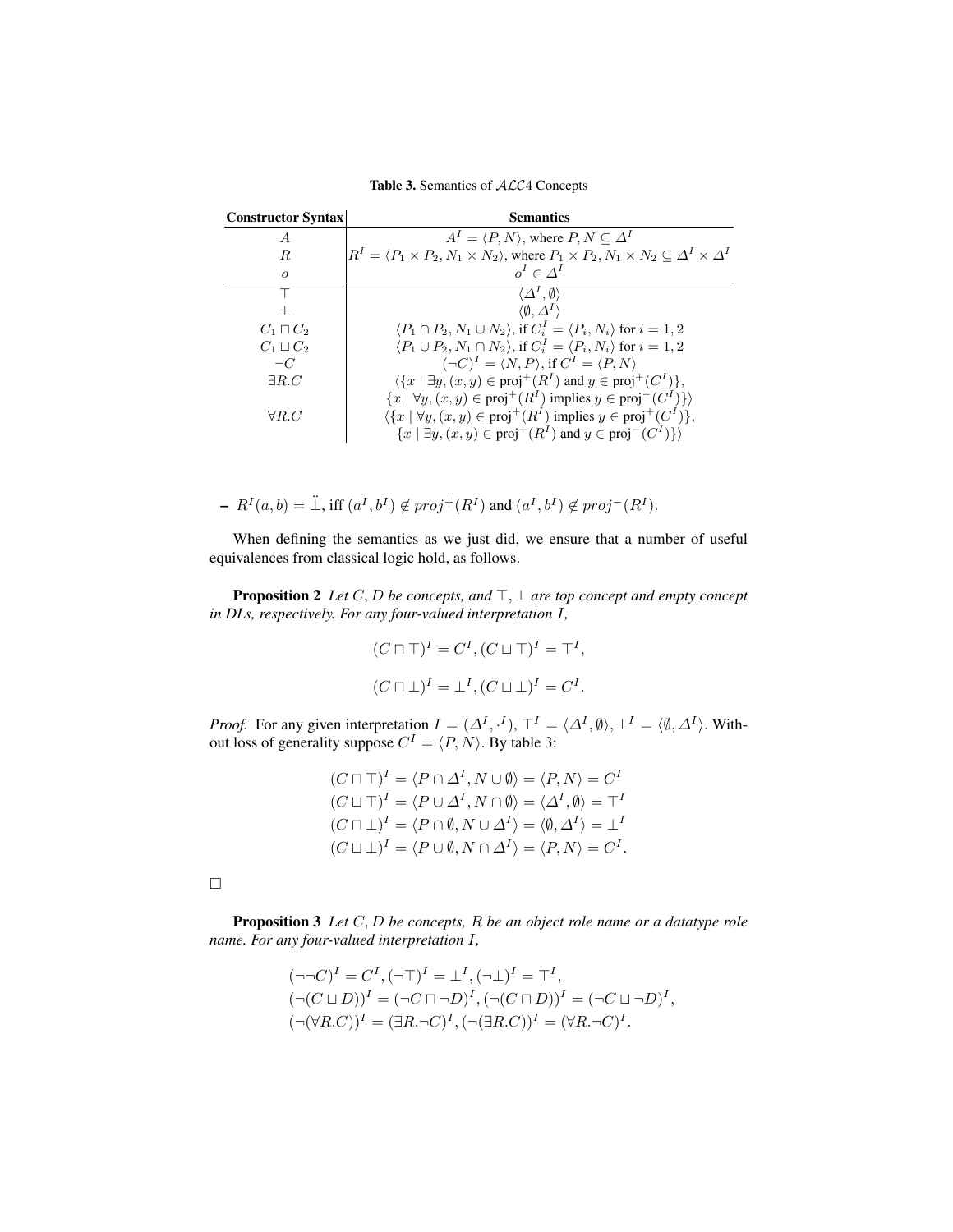**Table 3.** Semantics of $\mathcal{ALC}4$ Concepts

| Constructor Syntax | Semantics |
|---|---|
| $A$ | $A^I = \langle P, N \rangle$, where $P, N \subseteq \Delta^I$ |
| $R$ | $R^I = \langle P_1 \times P_2, N_1 \times N_2 \rangle$, where $P_1 \times P_2, N_1 \times N_2 \subseteq \Delta^I \times \Delta^I$ |
| $o$ | $o^I \in \Delta^I$ |
| $\top$ | $\langle \Delta^I, \emptyset \rangle$ |
| $\bot$ | $\langle \emptyset, \Delta^I \rangle$ |
| $C_1 \sqcap C_2$ | $\langle P_1 \cap P_2, N_1 \cup N_2 \rangle$, if $C_i^I = \langle P_i, N_i \rangle$ for $i = 1, 2$ |
| $C_1 \sqcup C_2$ | $\langle P_1 \cup P_2, N_1 \cap N_2 \rangle$, if $C_i^I = \langle P_i, N_i \rangle$ for $i = 1, 2$ |
| $\neg C$ | $(\neg C)^I = \langle N, P \rangle$, if $C^I = \langle P, N \rangle$ |
| $\exists R.C$ | $\langle \{x \mid \exists y, (x, y) \in \text{proj}^+(R^I) \text{ and } y \in \text{proj}^+(C^I)\}$, $\{x \mid \forall y, (x, y) \in \text{proj}^+(R^I) \text{ implies } y \in \text{proj}^-(C^I)\} \rangle$ |
| $\forall R.C$ | $\langle \{x \mid \forall y, (x, y) \in \text{proj}^+(R^I) \text{ implies } y \in \text{proj}^+(C^I)\}$, $\{x \mid \exists y, (x, y) \in \text{proj}^+(R^I) \text{ and } y \in \text{proj}^-(C^I)\} \rangle$ |

– $R^I(a, b) = \ddot{\bot}$, iff $(a^I, b^I) \notin proj^+(R^I)$ and $(a^I, b^I) \notin proj^-(R^I)$.

When defining the semantics as we just did, we ensure that a number of useful equivalences from classical logic hold, as follows.

**Proposition 2** *Let $C, D$ be concepts, and $\top, \bot$ are top concept and empty concept in DLs, respectively. For any four-valued interpretation $I$,*

$$(C \sqcap \top)^I = C^I, (C \sqcup \top)^I = \top^I,$$

$$(C \sqcap \bot)^I = \bot^I, (C \sqcup \bot)^I = C^I.$$

*Proof.* For any given interpretation $I = (\Delta^I, \cdot^I)$, $\top^I = \langle \Delta^I, \emptyset \rangle$, $\bot^I = \langle \emptyset, \Delta^I \rangle$. Without loss of generality suppose $C^I = \langle P, N \rangle$. By table 3:

$$(C \sqcap \top)^I = \langle P \cap \Delta^I, N \cup \emptyset \rangle = \langle P, N \rangle = C^I$$
$$(C \sqcup \top)^I = \langle P \cup \Delta^I, N \cap \emptyset \rangle = \langle \Delta^I, \emptyset \rangle = \top^I$$
$$(C \sqcap \bot)^I = \langle P \cap \emptyset, N \cup \Delta^I \rangle = \langle \emptyset, \Delta^I \rangle = \bot^I$$
$$(C \sqcup \bot)^I = \langle P \cup \emptyset, N \cap \Delta^I \rangle = \langle P, N \rangle = C^I.$$

□

**Proposition 3** *Let $C, D$ be concepts, $R$ be an object role name or a datatype role name. For any four-valued interpretation $I$,*

$$(\neg\neg C)^I = C^I, (\neg\top)^I = \bot^I, (\neg\bot)^I = \top^I,$$
$$(\neg(C \sqcup D))^I = (\neg C \sqcap \neg D)^I, (\neg(C \sqcap D))^I = (\neg C \sqcup \neg D)^I,$$
$$(\neg(\forall R.C))^I = (\exists R.\neg C)^I, (\neg(\exists R.C))^I = (\forall R.\neg C)^I.$$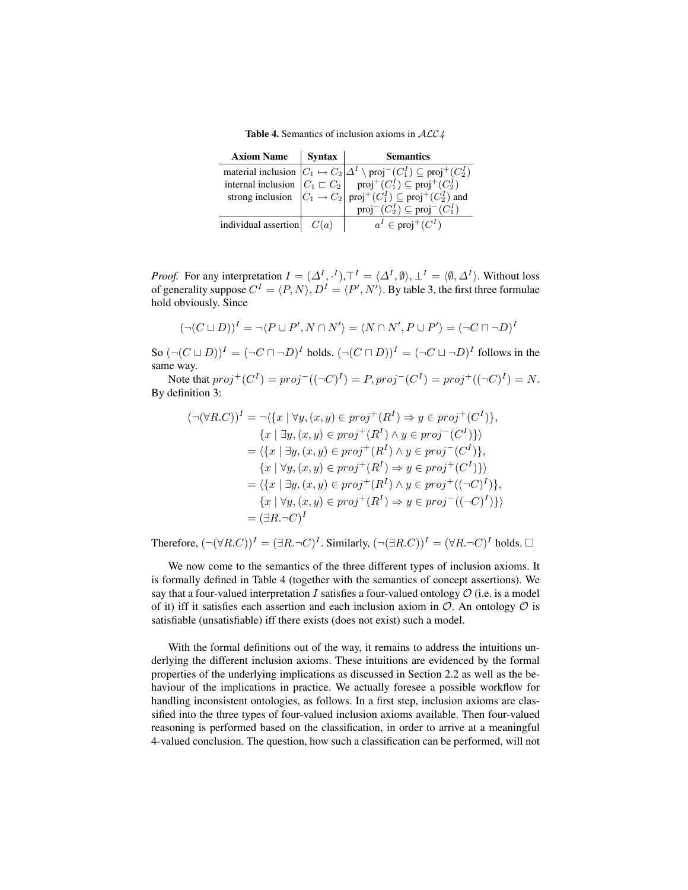**Table 4.** Semantics of inclusion axioms in $\mathcal{ALC}4$

| Axiom Name | Syntax | Semantics |
|---|---|---|
| material inclusion | $C_1 \mapsto C_2$ | $\Delta^I \setminus \text{proj}^-(C_1^I) \subseteq \text{proj}^+(C_2^I)$ |
| internal inclusion | $C_1 \sqsubset C_2$ | $\text{proj}^+(C_1^I) \subseteq \text{proj}^+(C_2^I)$ |
| strong inclusion | $C_1 \rightarrow C_2$ | $\text{proj}^+(C_1^I) \subseteq \text{proj}^+(C_2^I)$ and $\text{proj}^-(C_2^I) \subseteq \text{proj}^-(C_1^I)$ |
| individual assertion | $C(a)$ | $a^I \in \text{proj}^+(C^I)$ |

*Proof.* For any interpretation $I = (\Delta^I, \cdot^I), \top^I = \langle \Delta^I, \emptyset \rangle, \bot^I = \langle \emptyset, \Delta^I \rangle$. Without loss of generality suppose $C^I = \langle P, N \rangle, D^I = \langle P', N' \rangle$. By table 3, the first three formulae hold obviously. Since

$$(\neg(C \sqcup D))^I = \neg\langle P \cup P', N \cap N' \rangle = \langle N \cap N', P \cup P' \rangle = (\neg C \sqcap \neg D)^I$$

So $(\neg(C \sqcup D))^I = (\neg C \sqcap \neg D)^I$ holds. $(\neg(C \sqcap D))^I = (\neg C \sqcup \neg D)^I$ follows in the same way.

Note that $proj^+(C^I) = proj^-((\neg C)^I) = P, proj^-(C^I) = proj^+((\neg C)^I) = N$. By definition 3:

$$\begin{aligned}
(\neg(\forall R.C))^I &= \neg\langle \{x \mid \forall y, (x,y) \in proj^+(R^I) \Rightarrow y \in proj^+(C^I)\}, \\
&\quad \{x \mid \exists y, (x,y) \in proj^+(R^I) \wedge y \in proj^-(C^I)\}\rangle \\
&= \langle \{x \mid \exists y, (x,y) \in proj^+(R^I) \wedge y \in proj^-(C^I)\}, \\
&\quad \{x \mid \forall y, (x,y) \in proj^+(R^I) \Rightarrow y \in proj^+(C^I)\}\rangle \\
&= \langle \{x \mid \exists y, (x,y) \in proj^+(R^I) \wedge y \in proj^+((\neg C)^I)\}, \\
&\quad \{x \mid \forall y, (x,y) \in proj^+(R^I) \Rightarrow y \in proj^-((\neg C)^I)\}\rangle \\
&= (\exists R.\neg C)^I
\end{aligned}$$

Therefore, $(\neg(\forall R.C))^I = (\exists R.\neg C)^I$. Similarly, $(\neg(\exists R.C))^I = (\forall R.\neg C)^I$ holds. $\square$

We now come to the semantics of the three different types of inclusion axioms. It is formally defined in Table 4 (together with the semantics of concept assertions). We say that a four-valued interpretation $I$ satisfies a four-valued ontology $\mathcal{O}$ (i.e. is a model of it) iff it satisfies each assertion and each inclusion axiom in $\mathcal{O}$. An ontology $\mathcal{O}$ is satisfiable (unsatisfiable) iff there exists (does not exist) such a model.

With the formal definitions out of the way, it remains to address the intuitions underlying the different inclusion axioms. These intuitions are evidenced by the formal properties of the underlying implications as discussed in Section 2.2 as well as the behaviour of the implications in practice. We actually foresee a possible workflow for handling inconsistent ontologies, as follows. In a first step, inclusion axioms are classified into the three types of four-valued inclusion axioms available. Then four-valued reasoning is performed based on the classification, in order to arrive at a meaningful 4-valued conclusion. The question, how such a classification can be performed, will not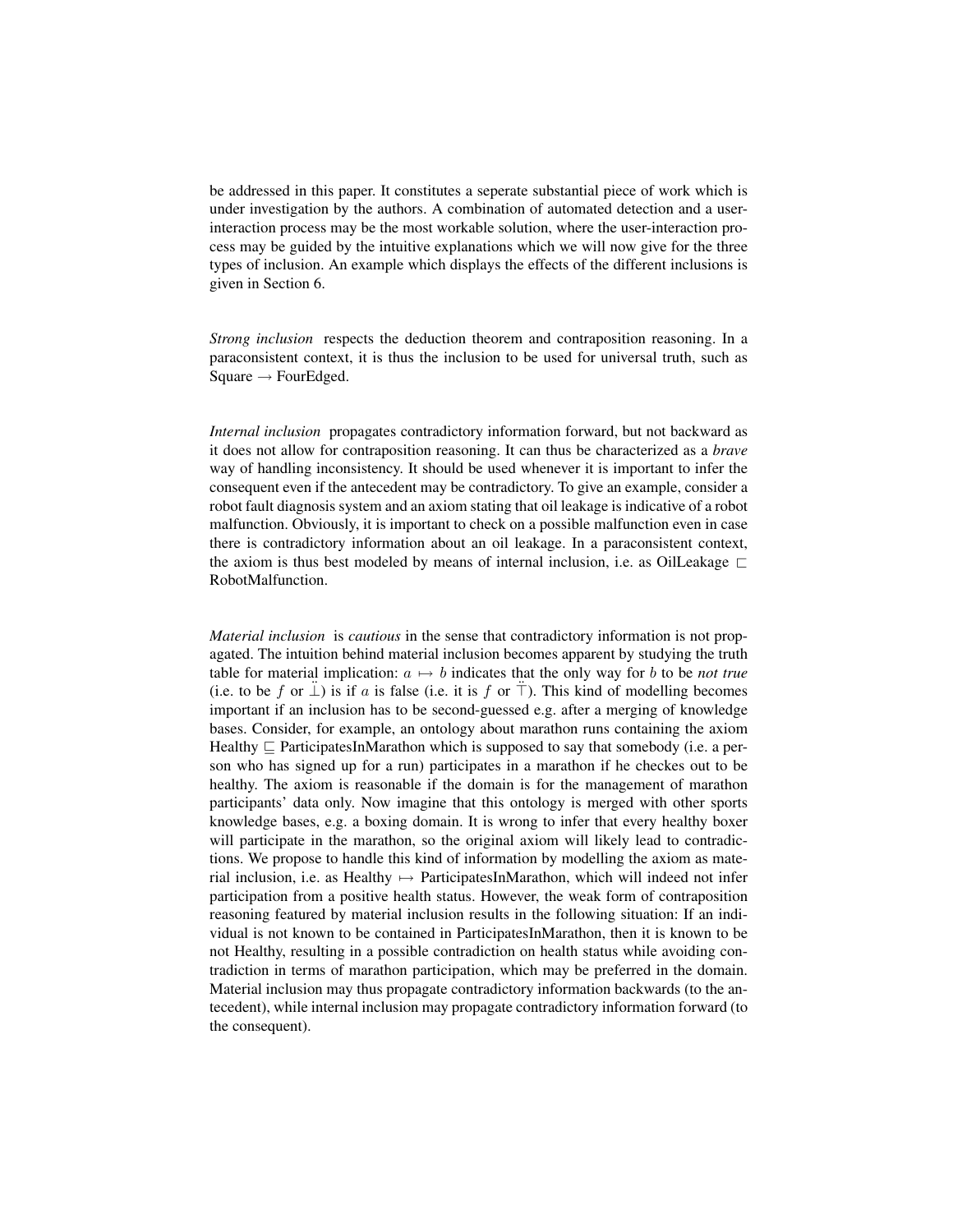be addressed in this paper. It constitutes a seperate substantial piece of work which is under investigation by the authors. A combination of automated detection and a user-interaction process may be the most workable solution, where the user-interaction process may be guided by the intuitive explanations which we will now give for the three types of inclusion. An example which displays the effects of the different inclusions is given in Section 6.

*Strong inclusion* respects the deduction theorem and contraposition reasoning. In a paraconsistent context, it is thus the inclusion to be used for universal truth, such as Square $\rightarrow$ FourEdged.

*Internal inclusion* propagates contradictory information forward, but not backward as it does not allow for contraposition reasoning. It can thus be characterized as a *brave* way of handling inconsistency. It should be used whenever it is important to infer the consequent even if the antecedent may be contradictory. To give an example, consider a robot fault diagnosis system and an axiom stating that oil leakage is indicative of a robot malfunction. Obviously, it is important to check on a possible malfunction even in case there is contradictory information about an oil leakage. In a paraconsistent context, the axiom is thus best modeled by means of internal inclusion, i.e. as OilLeakage $\sqsubset$ RobotMalfunction.

*Material inclusion* is *cautious* in the sense that contradictory information is not propagated. The intuition behind material inclusion becomes apparent by studying the truth table for material implication: $a \mapsto b$ indicates that the only way for $b$ to be *not true* (i.e. to be $f$ or $\ddot{\bot}$) is if $a$ is false (i.e. it is $f$ or $\ddot{\top}$). This kind of modelling becomes important if an inclusion has to be second-guessed e.g. after a merging of knowledge bases. Consider, for example, an ontology about marathon runs containing the axiom Healthy $\sqsubseteq$ ParticipatesInMarathon which is supposed to say that somebody (i.e. a person who has signed up for a run) participates in a marathon if he checkes out to be healthy. The axiom is reasonable if the domain is for the management of marathon participants' data only. Now imagine that this ontology is merged with other sports knowledge bases, e.g. a boxing domain. It is wrong to infer that every healthy boxer will participate in the marathon, so the original axiom will likely lead to contradictions. We propose to handle this kind of information by modelling the axiom as material inclusion, i.e. as Healthy $\mapsto$ ParticipatesInMarathon, which will indeed not infer participation from a positive health status. However, the weak form of contraposition reasoning featured by material inclusion results in the following situation: If an individual is not known to be contained in ParticipatesInMarathon, then it is known to be not Healthy, resulting in a possible contradiction on health status while avoiding contradiction in terms of marathon participation, which may be preferred in the domain. Material inclusion may thus propagate contradictory information backwards (to the antecedent), while internal inclusion may propagate contradictory information forward (to the consequent).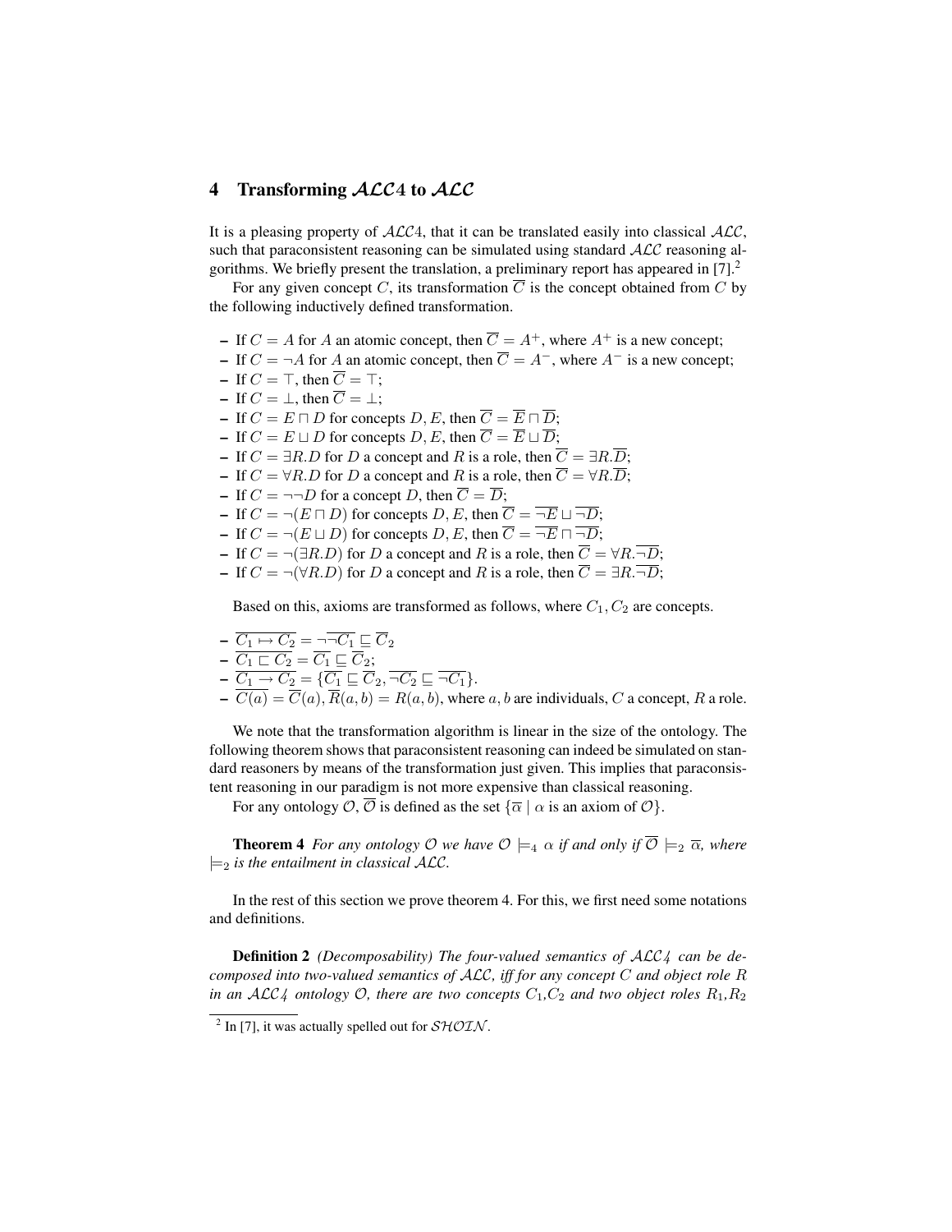## 4 Transforming $\mathcal{ALC}4$ to $\mathcal{ALC}$

It is a pleasing property of $\mathcal{ALC}4$, that it can be translated easily into classical $\mathcal{ALC}$, such that paraconsistent reasoning can be simulated using standard $\mathcal{ALC}$ reasoning algorithms. We briefly present the translation, a preliminary report has appeared in [7].[2]

For any given concept $C$, its transformation $\overline{C}$ is the concept obtained from $C$ by the following inductively defined transformation.

- If $C = A$ for $A$ an atomic concept, then $\overline{C} = A^+$, where $A^+$ is a new concept;
- If $C = \neg A$ for $A$ an atomic concept, then $\overline{C} = A^-$, where $A^-$ is a new concept;
- If $C = \top$, then $\overline{C} = \top$;
- If $C = \bot$, then $\overline{C} = \bot$;
- If $C = E \sqcap D$ for concepts $D, E$, then $\overline{C} = \overline{E} \sqcap \overline{D}$;
- If $C = E \sqcup D$ for concepts $D, E$, then $\overline{C} = \overline{E} \sqcup \overline{D}$;
- If $C = \exists R.D$ for $D$ a concept and $R$ is a role, then $\overline{C} = \exists R.\overline{D}$;
- If $C = \forall R.D$ for $D$ a concept and $R$ is a role, then $\overline{C} = \forall R.\overline{D}$;
- If $C = \neg\neg D$ for a concept $D$, then $\overline{C} = \overline{D}$;
- If $C = \neg(E \sqcap D)$ for concepts $D, E$, then $\overline{C} = \overline{\neg E} \sqcup \overline{\neg D}$;
- If $C = \neg(E \sqcup D)$ for concepts $D, E$, then $\overline{C} = \overline{\neg E} \sqcap \overline{\neg D}$;
- If $C = \neg(\exists R.D)$ for $D$ a concept and $R$ is a role, then $\overline{C} = \forall R.\overline{\neg D}$;
- If $C = \neg(\forall R.D)$ for $D$ a concept and $R$ is a role, then $\overline{C} = \exists R.\overline{\neg D}$;

Based on this, axioms are transformed as follows, where $C_1, C_2$ are concepts.

- $\overline{C_1 \mapsto C_2} = \neg\overline{\neg C_1} \sqsubseteq \overline{C}_2$
- $\overline{C_1 \sqsubset C_2} = \overline{C_1} \sqsubseteq \overline{C}_2$;
- $\overline{C_1 \rightarrow C_2} = \{\overline{C_1} \sqsubseteq \overline{C}_2, \overline{\neg C_2} \sqsubseteq \overline{\neg C_1}\}$.
- $\overline{C(a)} = \overline{C}(a), \overline{R}(a,b) = R(a,b)$, where $a, b$ are individuals, $C$ a concept, $R$ a role.

We note that the transformation algorithm is linear in the size of the ontology. The following theorem shows that paraconsistent reasoning can indeed be simulated on standard reasoners by means of the transformation just given. This implies that paraconsistent reasoning in our paradigm is not more expensive than classical reasoning.

For any ontology $\mathcal{O}$, $\overline{\mathcal{O}}$ is defined as the set $\{\overline{\alpha} \mid \alpha \text{ is an axiom of } \mathcal{O}\}$.

**Theorem 4** *For any ontology $\mathcal{O}$ we have $\mathcal{O} \models_4 \alpha$ if and only if $\overline{\mathcal{O}} \models_2 \overline{\alpha}$, where $\models_2$ is the entailment in classical $\mathcal{ALC}$.*

In the rest of this section we prove theorem 4. For this, we first need some notations and definitions.

**Definition 2** *(Decomposability) The four-valued semantics of $\mathcal{ALC}4$ can be decomposed into two-valued semantics of $\mathcal{ALC}$, iff for any concept $C$ and object role $R$ in an $\mathcal{ALC}4$ ontology $\mathcal{O}$, there are two concepts $C_1, C_2$ and two object roles $R_1, R_2$*

[2] In [7], it was actually spelled out for $\mathcal{SHOIN}$.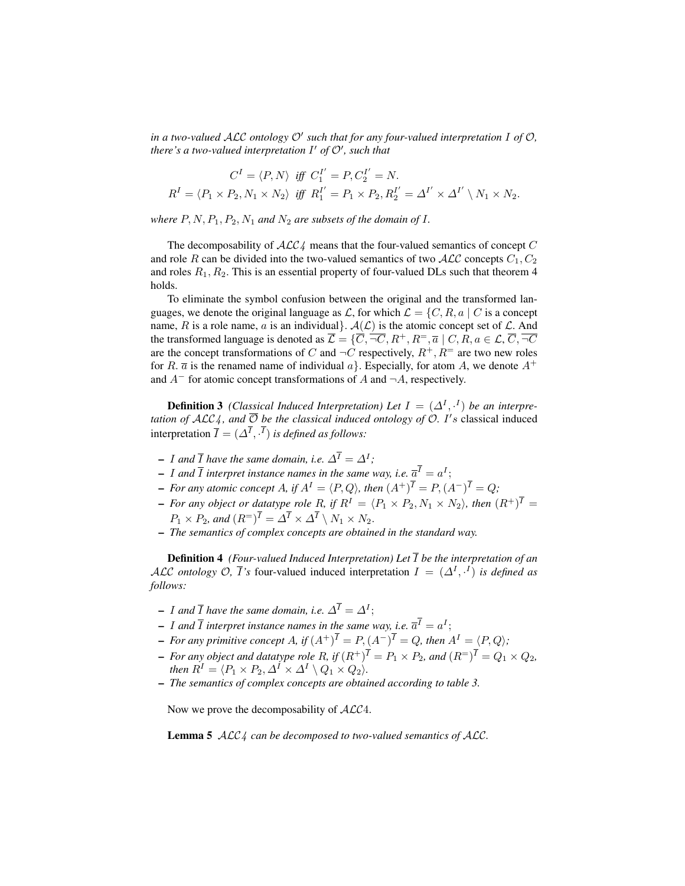*in a two-valued $\mathcal{ALC}$ ontology $\mathcal{O}'$ such that for any four-valued interpretation $I$ of $\mathcal{O}$, there's a two-valued interpretation $I'$ of $\mathcal{O}'$, such that*

$$C^I = \langle P, N \rangle \text{ iff } C_1^{I'} = P, C_2^{I'} = N.$$

$$R^I = \langle P_1 \times P_2, N_1 \times N_2 \rangle \text{ iff } R_1^{I'} = P_1 \times P_2, R_2^{I'} = \Delta^{I'} \times \Delta^{I'} \setminus N_1 \times N_2.$$

*where $P, N, P_1, P_2, N_1$ and $N_2$ are subsets of the domain of $I$.*

The decomposability of $\mathcal{ALC}4$ means that the four-valued semantics of concept $C$ and role $R$ can be divided into the two-valued semantics of two $\mathcal{ALC}$ concepts $C_1, C_2$ and roles $R_1, R_2$. This is an essential property of four-valued DLs such that theorem 4 holds.

To eliminate the symbol confusion between the original and the transformed languages, we denote the original language as $\mathcal{L}$, for which $\mathcal{L} = \{C, R, a \mid C$ is a concept name, $R$ is a role name, $a$ is an individual$\}$. $\mathcal{A}(\mathcal{L})$ is the atomic concept set of $\mathcal{L}$. And the transformed language is denoted as $\overline{\mathcal{L}} = \{\overline{C}, \overline{\neg C}, R^+, R^=, \overline{a} \mid C, R, a \in \mathcal{L}, \overline{C}, \overline{\neg C}$ are the concept transformations of $C$ and $\neg C$ respectively, $R^+, R^=$ are two new roles for $R$. $\overline{a}$ is the renamed name of individual $a\}$. Especially, for atom $A$, we denote $A^+$ and $A^-$ for atomic concept transformations of $A$ and $\neg A$, respectively.

**Definition 3** *(Classical Induced Interpretation) Let $I = (\Delta^I, \cdot^I)$ be an interpretation of $\mathcal{ALC}4$, and $\overline{\mathcal{O}}$ be the classical induced ontology of $\mathcal{O}$. $I'$s* classical induced interpretation *$\overline{I} = (\Delta^{\overline{I}}, \cdot^{\overline{I}})$ is defined as follows:*

- *$I$ and $\overline{I}$ have the same domain, i.e. $\Delta^{\overline{I}} = \Delta^I$;*
- *$I$ and $\overline{I}$ interpret instance names in the same way, i.e. $\overline{a}^{\overline{I}} = a^I$;*
- *For any atomic concept $A$, if $A^I = \langle P, Q \rangle$, then $(A^+)^{\overline{I}} = P, (A^-)^{\overline{I}} = Q$;*
- *For any object or datatype role $R$, if $R^I = \langle P_1 \times P_2, N_1 \times N_2 \rangle$, then $(R^+)^{\overline{I}} = P_1 \times P_2$, and $(R^=)^{\overline{I}} = \Delta^{\overline{I}} \times \Delta^{\overline{I}} \setminus N_1 \times N_2$.*
- *The semantics of complex concepts are obtained in the standard way.*

**Definition 4** *(Four-valued Induced Interpretation) Let $\overline{I}$ be the interpretation of an $\mathcal{ALC}$ ontology $\mathcal{O}$, $\overline{I}$'s* four-valued induced interpretation *$I = (\Delta^I, \cdot^I)$ is defined as follows:*

- *$I$ and $\overline{I}$ have the same domain, i.e. $\Delta^{\overline{I}} = \Delta^I$;*
- *$I$ and $\overline{I}$ interpret instance names in the same way, i.e. $\overline{a}^{\overline{I}} = a^I$;*
- *For any primitive concept $A$, if $(A^+)^{\overline{I}} = P, (A^-)^{\overline{I}} = Q$, then $A^I = \langle P, Q \rangle$;*
- *For any object and datatype role $R$, if $(R^+)^{\overline{I}} = P_1 \times P_2$, and $(R^=)^{\overline{I}} = Q_1 \times Q_2$, then $R^I = \langle P_1 \times P_2, \Delta^I \times \Delta^I \setminus Q_1 \times Q_2 \rangle$.*
- *The semantics of complex concepts are obtained according to table 3.*

Now we prove the decomposability of $\mathcal{ALC}4$.

**Lemma 5** *$\mathcal{ALC}4$ can be decomposed to two-valued semantics of $\mathcal{ALC}$.*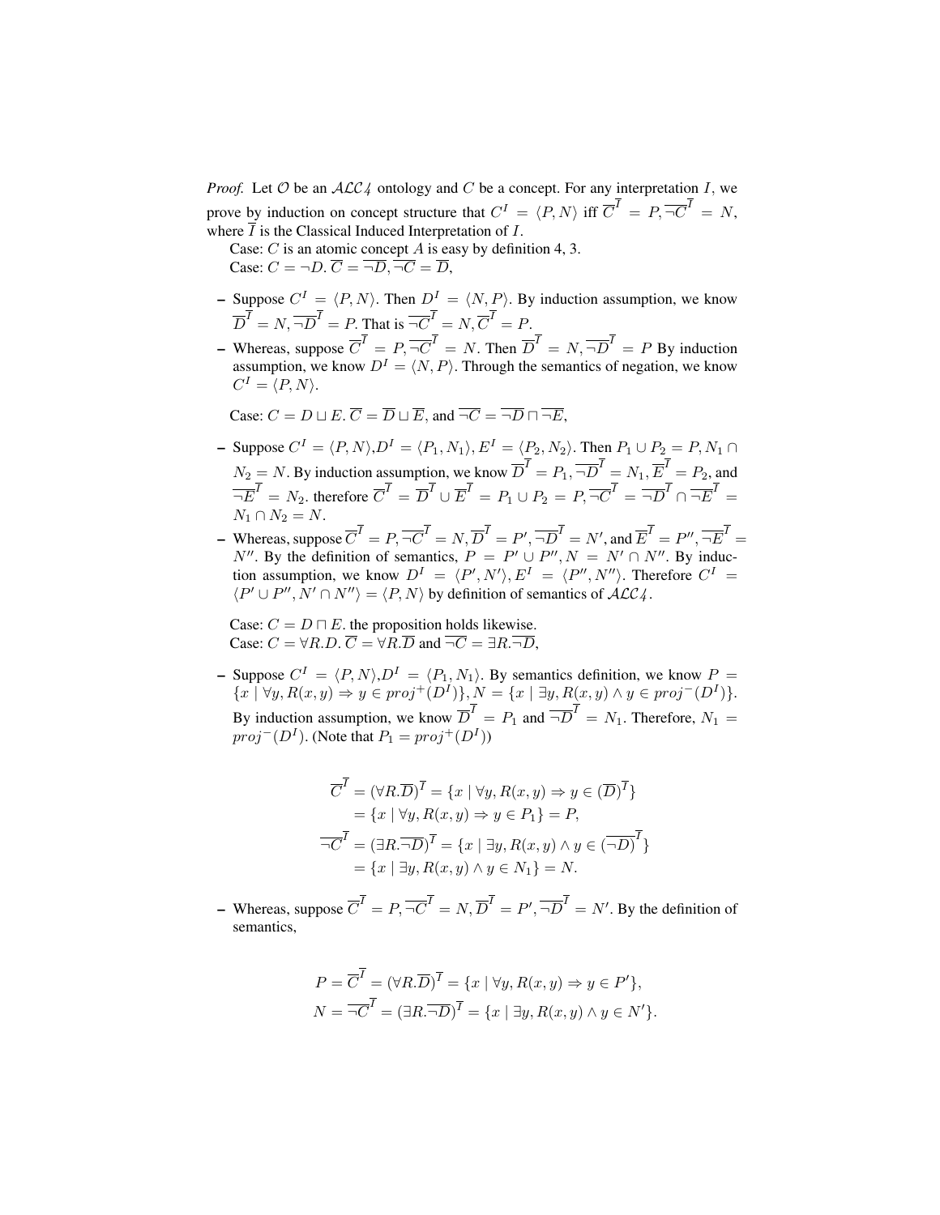*Proof.* Let $\mathcal{O}$ be an $\mathcal{ALC}4$ ontology and $C$ be a concept. For any interpretation $I$, we prove by induction on concept structure that $C^I = \langle P, N\rangle$ iff $\overline{C}^{\overline{I}} = P, \overline{\neg C}^{\overline{I}} = N$, where $\overline{I}$ is the Classical Induced Interpretation of $I$.

Case: $C$ is an atomic concept $A$ is easy by definition 4, 3.

Case: $C = \neg D$. $\overline{C} = \overline{\neg D}, \overline{\neg C} = \overline{D}$,

- Suppose $C^I = \langle P, N\rangle$. Then $D^I = \langle N, P\rangle$. By induction assumption, we know $\overline{D}^{\overline{I}} = N, \overline{\neg D}^{\overline{I}} = P$. That is $\overline{\neg C}^{\overline{I}} = N, \overline{C}^{\overline{I}} = P$.
- Whereas, suppose $\overline{C}^{\overline{I}} = P, \overline{\neg C}^{\overline{I}} = N$. Then $\overline{D}^{\overline{I}} = N, \overline{\neg D}^{\overline{I}} = P$ By induction assumption, we know $D^I = \langle N, P\rangle$. Through the semantics of negation, we know $C^I = \langle P, N\rangle$.

Case: $C = D \sqcup E$. $\overline{C} = \overline{D} \sqcup \overline{E}$, and $\overline{\neg C} = \overline{\neg D} \sqcap \overline{\neg E}$,

- Suppose $C^I = \langle P, N\rangle$,$D^I = \langle P_1, N_1\rangle$, $E^I = \langle P_2, N_2\rangle$. Then $P_1 \cup P_2 = P, N_1 \cap N_2 = N$. By induction assumption, we know $\overline{D}^{\overline{I}} = P_1, \overline{\neg D}^{\overline{I}} = N_1, \overline{E}^{\overline{I}} = P_2$, and $\overline{\neg E}^{\overline{I}} = N_2$. therefore $\overline{C}^{\overline{I}} = \overline{D}^{\overline{I}} \cup \overline{E}^{\overline{I}} = P_1 \cup P_2 = P, \overline{\neg C}^{\overline{I}} = \overline{\neg D}^{\overline{I}} \cap \overline{\neg E}^{\overline{I}} = N_1 \cap N_2 = N$.
- Whereas, suppose $\overline{C}^{\overline{I}} = P, \overline{\neg C}^{\overline{I}} = N, \overline{D}^{\overline{I}} = P', \overline{\neg D}^{\overline{I}} = N'$, and $\overline{E}^{\overline{I}} = P'', \overline{\neg E}^{\overline{I}} = N''$. By the definition of semantics, $P = P' \cup P'', N = N' \cap N''$. By induction assumption, we know $D^I = \langle P', N'\rangle, E^I = \langle P'', N''\rangle$. Therefore $C^I = \langle P' \cup P'', N' \cap N''\rangle = \langle P, N\rangle$ by definition of semantics of $\mathcal{ALC}4$.

Case: $C = D \sqcap E$. the proposition holds likewise.

Case: $C = \forall R.D$. $\overline{C} = \forall R.\overline{D}$ and $\overline{\neg C} = \exists R.\overline{\neg D}$,

- Suppose $C^I = \langle P, N\rangle$,$D^I = \langle P_1, N_1\rangle$. By semantics definition, we know $P = \{x \mid \forall y, R(x, y) \Rightarrow y \in proj^+(D^I)\}, N = \{x \mid \exists y, R(x, y) \wedge y \in proj^-(D^I)\}$. By induction assumption, we know $\overline{D}^{\overline{I}} = P_1$ and $\overline{\neg D}^{\overline{I}} = N_1$. Therefore, $N_1 = proj^-(D^I)$. (Note that $P_1 = proj^+(D^I)$)

$$
\begin{aligned}
\overline{C}^{\overline{I}} &= (\forall R.\overline{D})^{\overline{I}} = \{x \mid \forall y, R(x, y) \Rightarrow y \in (\overline{D})^{\overline{I}}\} \\
&= \{x \mid \forall y, R(x, y) \Rightarrow y \in P_1\} = P, \\
\overline{\neg C}^{\overline{I}} &= (\exists R.\overline{\neg D})^{\overline{I}} = \{x \mid \exists y, R(x, y) \wedge y \in (\overline{\neg D})^{\overline{I}}\} \\
&= \{x \mid \exists y, R(x, y) \wedge y \in N_1\} = N.
\end{aligned}
$$

- Whereas, suppose $\overline{C}^{\overline{I}} = P, \overline{\neg C}^{\overline{I}} = N, \overline{D}^{\overline{I}} = P', \overline{\neg D}^{\overline{I}} = N'$. By the definition of semantics,

$$
\begin{aligned}
P &= \overline{C}^{\overline{I}} = (\forall R.\overline{D})^{\overline{I}} = \{x \mid \forall y, R(x, y) \Rightarrow y \in P'\}, \\
N &= \overline{\neg C}^{\overline{I}} = (\exists R.\overline{\neg D})^{\overline{I}} = \{x \mid \exists y, R(x, y) \wedge y \in N'\}.
\end{aligned}
$$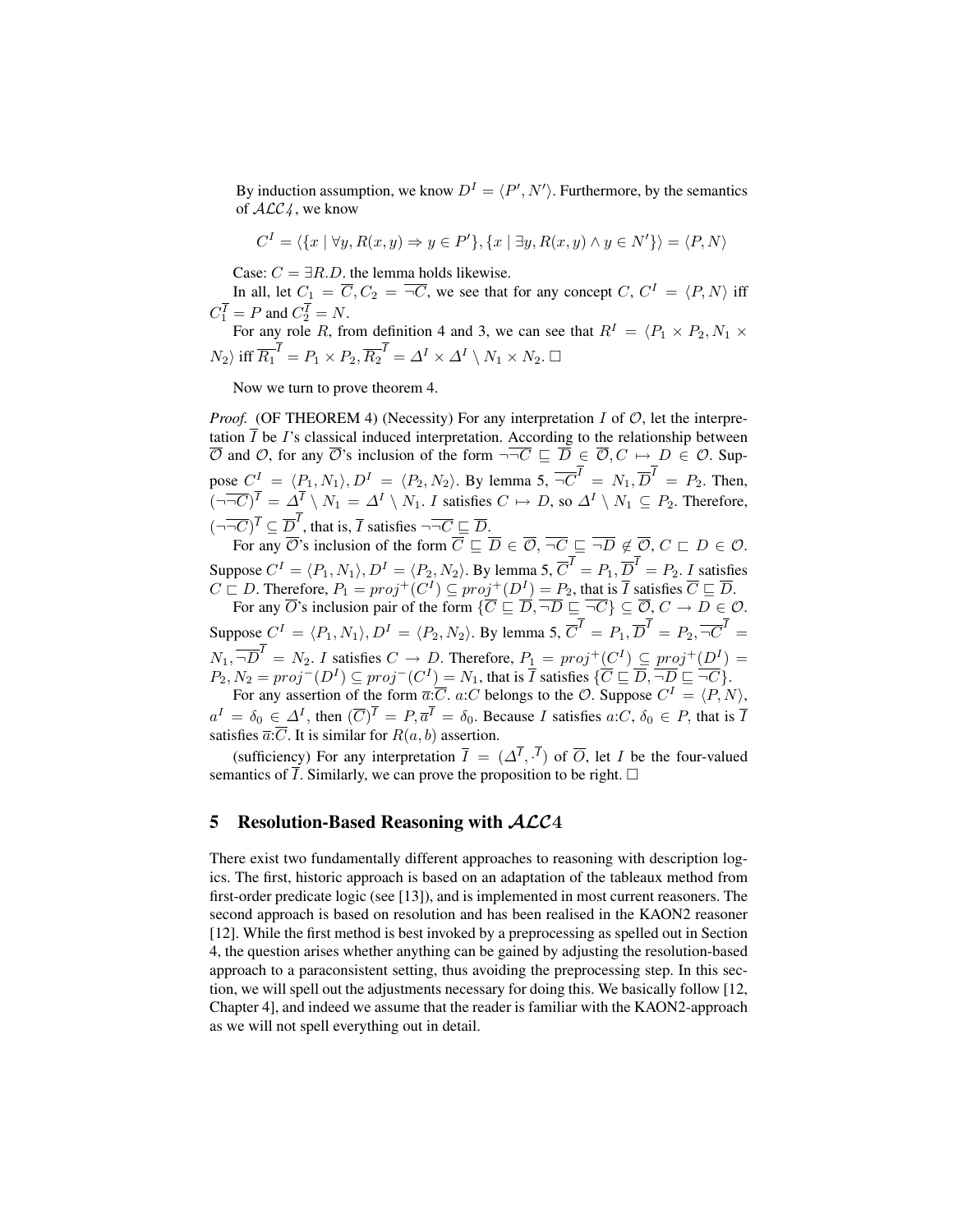By induction assumption, we know $D^I = \langle P', N' \rangle$. Furthermore, by the semantics of $\mathcal{ALC}4$, we know

$$C^I = \langle \{x \mid \forall y, R(x,y) \Rightarrow y \in P'\}, \{x \mid \exists y, R(x,y) \wedge y \in N'\} \rangle = \langle P, N \rangle$$

Case: $C = \exists R.D$. the lemma holds likewise.

In all, let $C_1 = \overline{C}, C_2 = \overline{\neg C}$, we see that for any concept $C$, $C^I = \langle P, N \rangle$ iff $C_1^{\overline{I}} = P$ and $C_2^{\overline{I}} = N$.

For any role $R$, from definition 4 and 3, we can see that $R^I = \langle P_1 \times P_2, N_1 \times N_2 \rangle$ iff $\overline{R_1}^{\overline{I}} = P_1 \times P_2, \overline{R_2}^{\overline{I}} = \Delta^I \times \Delta^I \setminus N_1 \times N_2$. $\square$

Now we turn to prove theorem 4.

*Proof.* (OF THEOREM 4) (Necessity) For any interpretation $I$ of $\mathcal{O}$, let the interpretation $\overline{I}$ be $I$'s classical induced interpretation. According to the relationship between $\overline{\mathcal{O}}$ and $\mathcal{O}$, for any $\overline{\mathcal{O}}$'s inclusion of the form $\neg\overline{\neg C} \sqsubseteq \overline{D} \in \overline{\mathcal{O}}, C \mapsto D \in \mathcal{O}$. Suppose $C^I = \langle P_1, N_1 \rangle, D^I = \langle P_2, N_2 \rangle$. By lemma 5, $\overline{\neg C}^{\overline{I}} = N_1, \overline{D}^{\overline{I}} = P_2$. Then, $(\neg\overline{\neg C})^{\overline{I}} = \Delta^{\overline{I}} \setminus N_1 = \Delta^I \setminus N_1$. $I$ satisfies $C \mapsto D$, so $\Delta^I \setminus N_1 \subseteq P_2$. Therefore, $(\neg\overline{\neg C})^{\overline{I}} \subseteq \overline{D}^{\overline{I}}$, that is, $\overline{I}$ satisfies $\neg\overline{\neg C} \sqsubseteq \overline{D}$.

For any $\overline{\mathcal{O}}$'s inclusion of the form $\overline{C} \sqsubseteq \overline{D} \in \overline{\mathcal{O}}$, $\overline{\neg C} \sqsubseteq \overline{\neg D} \notin \overline{\mathcal{O}}$, $C \sqsubset D \in \mathcal{O}$. Suppose $C^I = \langle P_1, N_1 \rangle, D^I = \langle P_2, N_2 \rangle$. By lemma 5, $\overline{C}^{\overline{I}} = P_1, \overline{D}^{\overline{I}} = P_2$. $I$ satisfies $C \sqsubset D$. Therefore, $P_1 = proj^+(C^I) \subseteq proj^+(D^I) = P_2$, that is $\overline{I}$ satisfies $\overline{C} \sqsubseteq \overline{D}$.

For any $\overline{\mathcal{O}}$'s inclusion pair of the form $\{\overline{C} \sqsubseteq \overline{D}, \overline{\neg D} \sqsubseteq \overline{\neg C}\} \subseteq \overline{\mathcal{O}}, C \rightarrow D \in \mathcal{O}$. Suppose $C^I = \langle P_1, N_1 \rangle, D^I = \langle P_2, N_2 \rangle$. By lemma 5, $\overline{C}^{\overline{I}} = P_1, \overline{D}^{\overline{I}} = P_2, \overline{\neg C}^{\overline{I}} = N_1, \overline{\neg D}^{\overline{I}} = N_2$. $I$ satisfies $C \rightarrow D$. Therefore, $P_1 = proj^+(C^I) \subseteq proj^+(D^I) = P_2, N_2 = proj^-(D^I) \subseteq proj^-(C^I) = N_1$, that is $\overline{I}$ satisfies $\{\overline{C} \sqsubseteq \overline{D}, \overline{\neg D} \sqsubseteq \overline{\neg C}\}$.

For any assertion of the form $\overline{a}{:}\overline{C}$. $a{:}C$ belongs to the $\mathcal{O}$. Suppose $C^I = \langle P, N \rangle$, $a^I = \delta_0 \in \Delta^I$, then $(\overline{C})^{\overline{I}} = P, \overline{a}^{\overline{I}} = \delta_0$. Because $I$ satisfies $a{:}C$, $\delta_0 \in P$, that is $\overline{I}$ satisfies $\overline{a}{:}\overline{C}$. It is similar for $R(a,b)$ assertion.

(sufficiency) For any interpretation $\overline{I} = (\Delta^{\overline{I}}, \cdot^{\overline{I}})$ of $\overline{O}$, let $I$ be the four-valued semantics of $\overline{I}$. Similarly, we can prove the proposition to be right. $\square$

## 5 Resolution-Based Reasoning with $\mathcal{ALC}4$

There exist two fundamentally different approaches to reasoning with description logics. The first, historic approach is based on an adaptation of the tableaux method from first-order predicate logic (see [13]), and is implemented in most current reasoners. The second approach is based on resolution and has been realised in the KAON2 reasoner [12]. While the first method is best invoked by a preprocessing as spelled out in Section 4, the question arises whether anything can be gained by adjusting the resolution-based approach to a paraconsistent setting, thus avoiding the preprocessing step. In this section, we will spell out the adjustments necessary for doing this. We basically follow [12, Chapter 4], and indeed we assume that the reader is familiar with the KAON2-approach as we will not spell everything out in detail.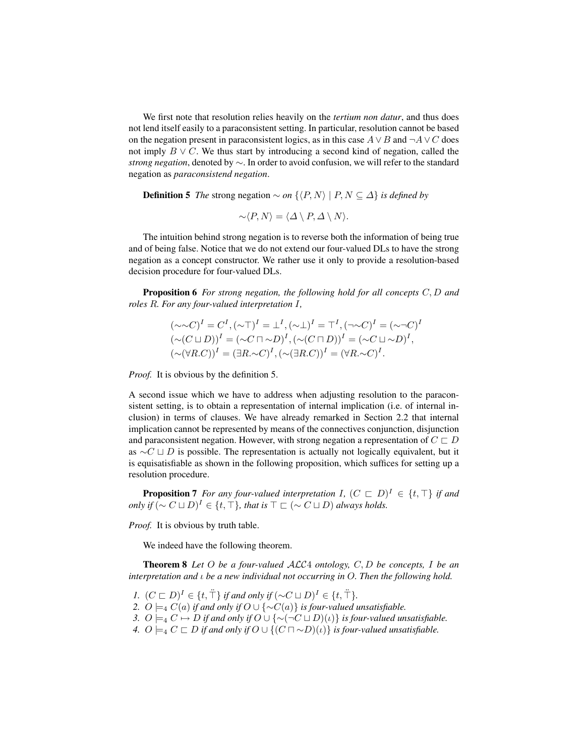We first note that resolution relies heavily on the *tertium non datur*, and thus does not lend itself easily to a paraconsistent setting. In particular, resolution cannot be based on the negation present in paraconsistent logics, as in this case $A \vee B$ and $\neg A \vee C$ does not imply $B \vee C$. We thus start by introducing a second kind of negation, called the *strong negation*, denoted by $\sim$. In order to avoid confusion, we will refer to the standard negation as *paraconsistend negation*.

**Definition 5** *The* strong negation $\sim$ *on* $\{\langle P, N \rangle \mid P, N \subseteq \Delta\}$ *is defined by*

$$\sim\langle P, N \rangle = \langle \Delta \setminus P, \Delta \setminus N \rangle.$$

The intuition behind strong negation is to reverse both the information of being true and of being false. Notice that we do not extend our four-valued DLs to have the strong negation as a concept constructor. We rather use it only to provide a resolution-based decision procedure for four-valued DLs.

**Proposition 6** *For strong negation, the following hold for all concepts $C, D$ and roles $R$. For any four-valued interpretation $I$,*

$$(\sim\sim C)^I = C^I, (\sim\top)^I = \bot^I, (\sim\bot)^I = \top^I, (\neg\sim C)^I = (\sim\neg C)^I$$
$$(\sim(C \sqcup D))^I = (\sim C \sqcap \sim D)^I, (\sim(C \sqcap D))^I = (\sim C \sqcup \sim D)^I,$$
$$(\sim(\forall R.C))^I = (\exists R.\sim C)^I, (\sim(\exists R.C))^I = (\forall R.\sim C)^I.$$

*Proof.* It is obvious by the definition 5.

A second issue which we have to address when adjusting resolution to the paraconsistent setting, is to obtain a representation of internal implication (i.e. of internal inclusion) in terms of clauses. We have already remarked in Section 2.2 that internal implication cannot be represented by means of the connectives conjunction, disjunction and paraconsistent negation. However, with strong negation a representation of $C \sqsubset D$ as $\sim C \sqcup D$ is possible. The representation is actually not logically equivalent, but it is equisatisfiable as shown in the following proposition, which suffices for setting up a resolution procedure.

**Proposition 7** *For any four-valued interpretation $I$, $(C \sqsubset D)^I \in \{t, \top\}$ if and only if $(\sim C \sqcup D)^I \in \{t, \top\}$, that is $\top \sqsubset (\sim C \sqcup D)$ always holds.*

*Proof.* It is obvious by truth table.

We indeed have the following theorem.

**Theorem 8** *Let $O$ be a four-valued $\mathcal{ALC}4$ ontology, $C, D$ be concepts, $I$ be an interpretation and $\iota$ be a new individual not occurring in $O$. Then the following hold.*

1. *$(C \sqsubset D)^I \in \{t, \ddot{\top}\}$ if and only if $(\sim C \sqcup D)^I \in \{t, \ddot{\top}\}$.*
2. *$O \models_4 C(a)$ if and only if $O \cup \{\sim C(a)\}$ is four-valued unsatisfiable.*
3. *$O \models_4 C \mapsto D$ if and only if $O \cup \{\sim(\neg C \sqcup D)(\iota)\}$ is four-valued unsatisfiable.*
4. *$O \models_4 C \sqsubset D$ if and only if $O \cup \{(C \sqcap \sim D)(\iota)\}$ is four-valued unsatisfiable.*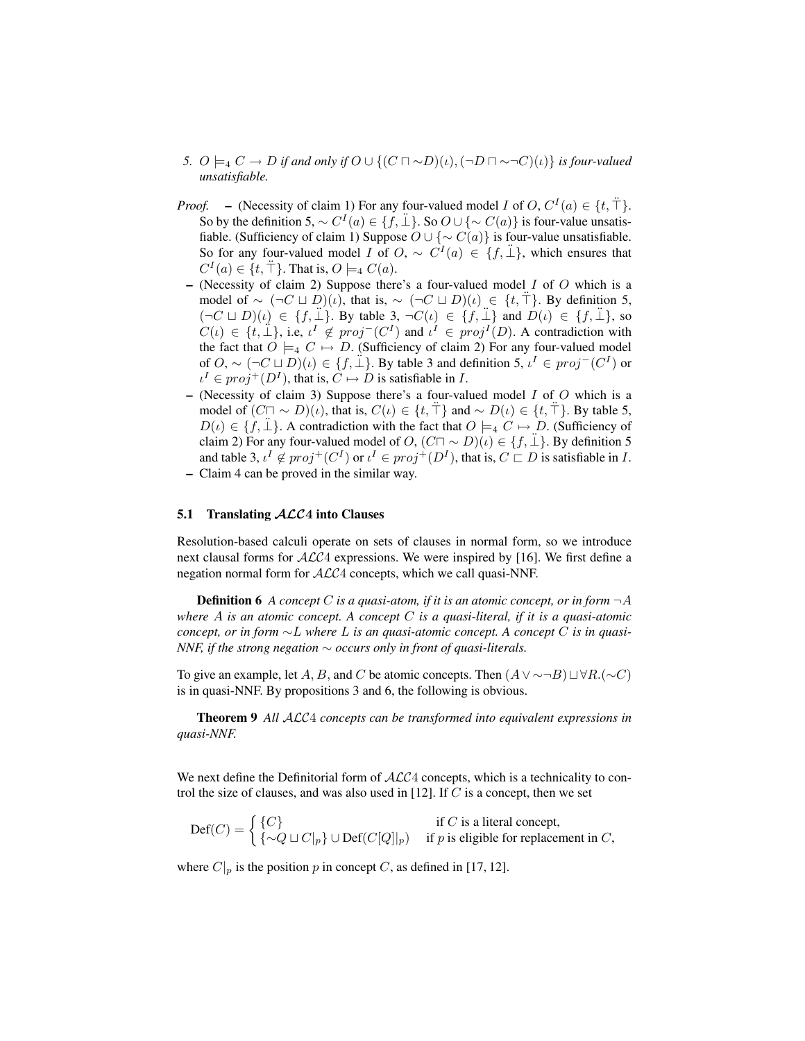5. $O \models_4 C \rightarrow D$ *if and only if* $O \cup \{(C \sqcap \sim D)(\iota), (\neg D \sqcap \sim\neg C)(\iota)\}$ *is four-valued unsatisfiable.*

*Proof.*

- (Necessity of claim 1) For any four-valued model $I$ of $O$, $C^I(a) \in \{t, \ddot{\top}\}$. So by the definition 5, $\sim C^I(a) \in \{f, \ddot{\bot}\}$. So $O \cup \{\sim C(a)\}$ is four-value unsatisfiable. (Sufficiency of claim 1) Suppose $O \cup \{\sim C(a)\}$ is four-value unsatisfiable. So for any four-valued model $I$ of $O$, $\sim C^I(a) \in \{f, \ddot{\bot}\}$, which ensures that $C^I(a) \in \{t, \ddot{\top}\}$. That is, $O \models_4 C(a)$.
- (Necessity of claim 2) Suppose there's a four-valued model $I$ of $O$ which is a model of $\sim (\neg C \sqcup D)(\iota)$, that is, $\sim (\neg C \sqcup D)(\iota) \in \{t, \ddot{\top}\}$. By definition 5, $(\neg C \sqcup D)(\iota) \in \{f, \ddot{\bot}\}$. By table 3, $\neg C(\iota) \in \{f, \ddot{\bot}\}$ and $D(\iota) \in \{f, \ddot{\bot}\}$, so $C(\iota) \in \{t, \ddot{\bot}\}$, i.e, $\iota^I \notin proj^-(C^I)$ and $\iota^I \in proj^I(D)$. A contradiction with the fact that $O \models_4 C \mapsto D$. (Sufficiency of claim 2) For any four-valued model of $O$, $\sim (\neg C \sqcup D)(\iota) \in \{f, \ddot{\bot}\}$. By table 3 and definition 5, $\iota^I \in proj^-(C^I)$ or $\iota^I \in proj^+(D^I)$, that is, $C \mapsto D$ is satisfiable in $I$.
- (Necessity of claim 3) Suppose there's a four-valued model $I$ of $O$ which is a model of $(C \sqcap \sim D)(\iota)$, that is, $C(\iota) \in \{t, \ddot{\top}\}$ and $\sim D(\iota) \in \{t, \ddot{\top}\}$. By table 5, $D(\iota) \in \{f, \ddot{\bot}\}$. A contradiction with the fact that $O \models_4 C \mapsto D$. (Sufficiency of claim 2) For any four-valued model of $O$, $(C \sqcap \sim D)(\iota) \in \{f, \ddot{\bot}\}$. By definition 5 and table 3, $\iota^I \notin proj^+(C^I)$ or $\iota^I \in proj^+(D^I)$, that is, $C \sqsubset D$ is satisfiable in $I$.
- Claim 4 can be proved in the similar way.

### 5.1 Translating $\mathcal{ALC}4$ into Clauses

Resolution-based calculi operate on sets of clauses in normal form, so we introduce next clausal forms for $\mathcal{ALC}4$ expressions. We were inspired by [16]. We first define a negation normal form for $\mathcal{ALC}4$ concepts, which we call quasi-NNF.

**Definition 6** *A concept $C$ is a quasi-atom, if it is an atomic concept, or in form $\neg A$ where $A$ is an atomic concept. A concept $C$ is a quasi-literal, if it is a quasi-atomic concept, or in form $\sim L$ where $L$ is an quasi-atomic concept. A concept $C$ is in quasi-NNF, if the strong negation $\sim$ occurs only in front of quasi-literals.*

To give an example, let $A$, $B$, and $C$ be atomic concepts. Then $(A \vee \sim\neg B) \sqcup \forall R.(\sim C)$ is in quasi-NNF. By propositions 3 and 6, the following is obvious.

**Theorem 9** *All $\mathcal{ALC}4$ concepts can be transformed into equivalent expressions in quasi-NNF.*

We next define the Definitorial form of $\mathcal{ALC}4$ concepts, which is a technicality to control the size of clauses, and was also used in [12]. If $C$ is a concept, then we set

$$\mathrm{Def}(C) = \begin{cases} \{C\} & \text{if } C \text{ is a literal concept,} \\ \{\sim Q \sqcup C|_p\} \cup \mathrm{Def}(C[Q]|_p) & \text{if } p \text{ is eligible for replacement in } C, \end{cases}$$

where $C|_p$ is the position $p$ in concept $C$, as defined in [17, 12].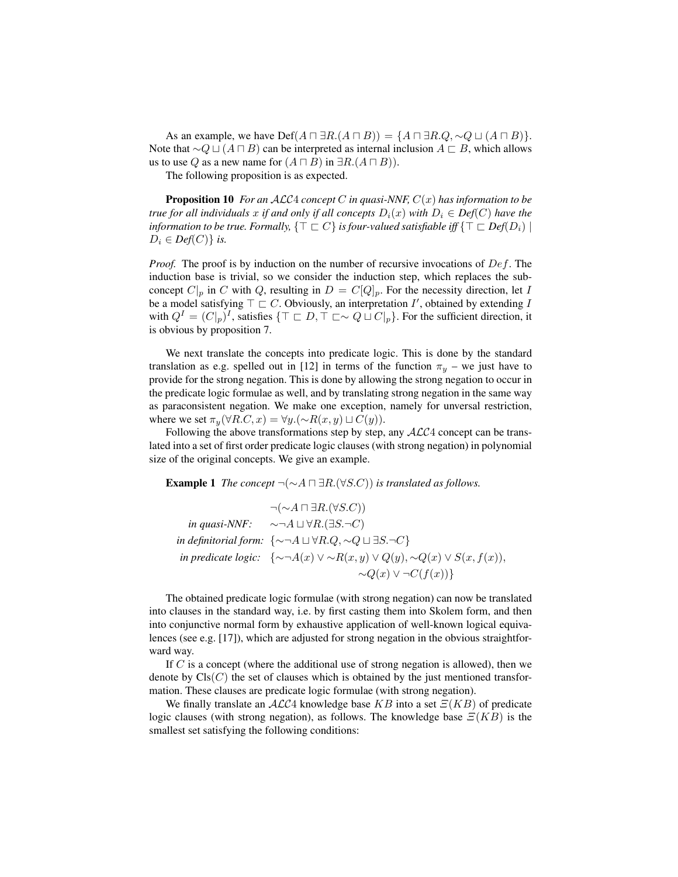As an example, we have $\text{Def}(A \sqcap \exists R.(A \sqcap B)) = \{A \sqcap \exists R.Q, \sim Q \sqcup (A \sqcap B)\}$. Note that $\sim Q \sqcup (A \sqcap B)$ can be interpreted as internal inclusion $A \sqsubset B$, which allows us to use $Q$ as a new name for $(A \sqcap B)$ in $\exists R.(A \sqcap B))$.

The following proposition is as expected.

**Proposition 10** *For an $\mathcal{ALC}4$ concept $C$ in quasi-NNF, $C(x)$ has information to be true for all individuals $x$ if and only if all concepts $D_i(x)$ with $D_i \in$ Def$(C)$ have the information to be true. Formally, $\{\top \sqsubset C\}$ is four-valued satisfiable iff $\{\top \sqsubset$ Def$(D_i) \mid D_i \in$ Def$(C)\}$ is.*

*Proof.* The proof is by induction on the number of recursive invocations of $Def$. The induction base is trivial, so we consider the induction step, which replaces the subconcept $C|_p$ in $C$ with $Q$, resulting in $D = C[Q]_p$. For the necessity direction, let $I$ be a model satisfying $\top \sqsubset C$. Obviously, an interpretation $I'$, obtained by extending $I$ with $Q^I = (C|_p)^I$, satisfies $\{\top \sqsubset D, \top \sqsubset \sim Q \sqcup C|_p\}$. For the sufficient direction, it is obvious by proposition 7.

We next translate the concepts into predicate logic. This is done by the standard translation as e.g. spelled out in [12] in terms of the function $\pi_y$ – we just have to provide for the strong negation. This is done by allowing the strong negation to occur in the predicate logic formulae as well, and by translating strong negation in the same way as paraconsistent negation. We make one exception, namely for unversal restriction, where we set $\pi_y(\forall R.C, x) = \forall y.(\sim R(x, y) \sqcup C(y))$.

Following the above transformations step by step, any $\mathcal{ALC}4$ concept can be translated into a set of first order predicate logic clauses (with strong negation) in polynomial size of the original concepts. We give an example.

**Example 1** *The concept $\neg(\sim A \sqcap \exists R.(\forall S.C))$ is translated as follows.*

$$
\begin{array}{rl}
 & \neg(\sim A \sqcap \exists R.(\forall S.C)) \\
\textit{in quasi-NNF:} & \sim\neg A \sqcup \forall R.(\exists S.\neg C) \\
\textit{in definitorial form:} & \{\sim\neg A \sqcup \forall R.Q, \sim Q \sqcup \exists S.\neg C\} \\
\textit{in predicate logic:} & \{\sim\neg A(x) \vee \sim R(x, y) \vee Q(y), \sim Q(x) \vee S(x, f(x)), \\
 & \sim Q(x) \vee \neg C(f(x))\}
\end{array}
$$

The obtained predicate logic formulae (with strong negation) can now be translated into clauses in the standard way, i.e. by first casting them into Skolem form, and then into conjunctive normal form by exhaustive application of well-known logical equivalences (see e.g. [17]), which are adjusted for strong negation in the obvious straightforward way.

If $C$ is a concept (where the additional use of strong negation is allowed), then we denote by $\text{Cls}(C)$ the set of clauses which is obtained by the just mentioned transformation. These clauses are predicate logic formulae (with strong negation).

We finally translate an $\mathcal{ALC}4$ knowledge base $KB$ into a set $\Xi(KB)$ of predicate logic clauses (with strong negation), as follows. The knowledge base $\Xi(KB)$ is the smallest set satisfying the following conditions: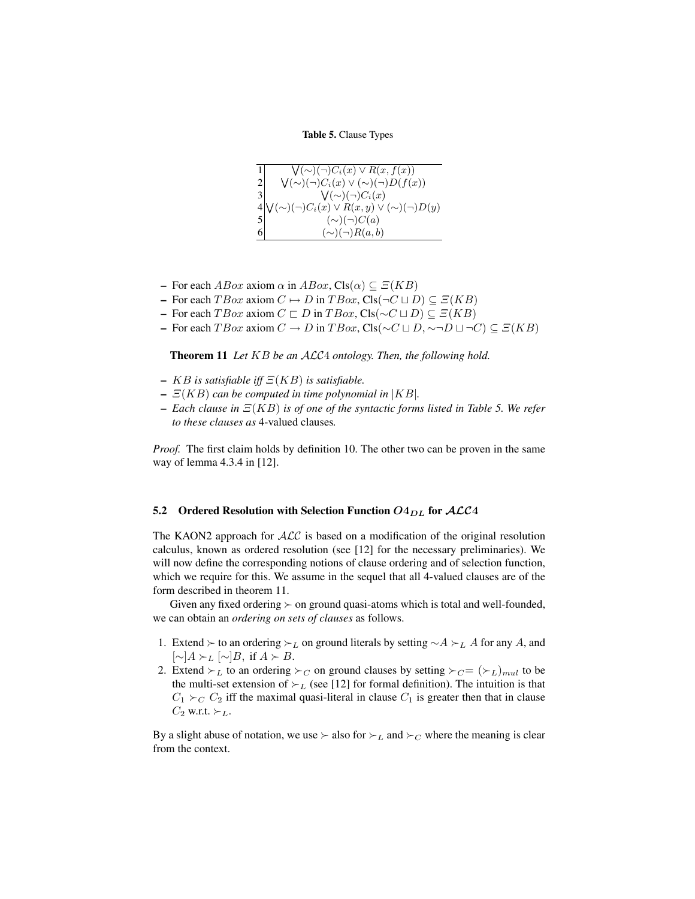**Table 5.** Clause Types

| | |
|---|---|
| 1 | $\bigvee(\sim)(\neg)C_i(x) \vee R(x, f(x))$ |
| 2 | $\bigvee(\sim)(\neg)C_i(x) \vee (\sim)(\neg)D(f(x))$ |
| 3 | $\bigvee(\sim)(\neg)C_i(x)$ |
| 4 | $\bigvee(\sim)(\neg)C_i(x) \vee R(x, y) \vee (\sim)(\neg)D(y)$ |
| 5 | $(\sim)(\neg)C(a)$ |
| 6 | $(\sim)(\neg)R(a, b)$ |

- For each $ABox$ axiom $\alpha$ in $ABox$, $\text{Cls}(\alpha) \subseteq \Xi(KB)$
- For each $TBox$ axiom $C \mapsto D$ in $TBox$, $\text{Cls}(\neg C \sqcup D) \subseteq \Xi(KB)$
- For each $TBox$ axiom $C \sqsubset D$ in $TBox$, $\text{Cls}(\sim C \sqcup D) \subseteq \Xi(KB)$
- For each $TBox$ axiom $C \rightarrow D$ in $TBox$, $\text{Cls}(\sim C \sqcup D, \sim\neg D \sqcup \neg C) \subseteq \Xi(KB)$

**Theorem 11** *Let $KB$ be an $\mathcal{ALC}4$ ontology. Then, the following hold.*

- *$KB$ is satisfiable iff $\Xi(KB)$ is satisfiable.*
- *$\Xi(KB)$ can be computed in time polynomial in $|KB|$.*
- *Each clause in $\Xi(KB)$ is of one of the syntactic forms listed in Table 5. We refer to these clauses as* 4-valued clauses*.*

*Proof.* The first claim holds by definition 10. The other two can be proven in the same way of lemma 4.3.4 in [12].

### 5.2 Ordered Resolution with Selection Function $O4_{DL}$ for $\mathcal{ALC}4$

The KAON2 approach for $\mathcal{ALC}$ is based on a modification of the original resolution calculus, known as ordered resolution (see [12] for the necessary preliminaries). We will now define the corresponding notions of clause ordering and of selection function, which we require for this. We assume in the sequel that all 4-valued clauses are of the form described in theorem 11.

Given any fixed ordering $\succ$ on ground quasi-atoms which is total and well-founded, we can obtain an *ordering on sets of clauses* as follows.

1. Extend $\succ$ to an ordering $\succ_L$ on ground literals by setting $\sim A \succ_L A$ for any $A$, and $[\sim]A \succ_L [\sim]B$, if $A \succ B$.
2. Extend $\succ_L$ to an ordering $\succ_C$ on ground clauses by setting $\succ_C = (\succ_L)_{mul}$ to be the multi-set extension of $\succ_L$ (see [12] for formal definition). The intuition is that $C_1 \succ_C C_2$ iff the maximal quasi-literal in clause $C_1$ is greater then that in clause $C_2$ w.r.t. $\succ_L$.

By a slight abuse of notation, we use $\succ$ also for $\succ_L$ and $\succ_C$ where the meaning is clear from the context.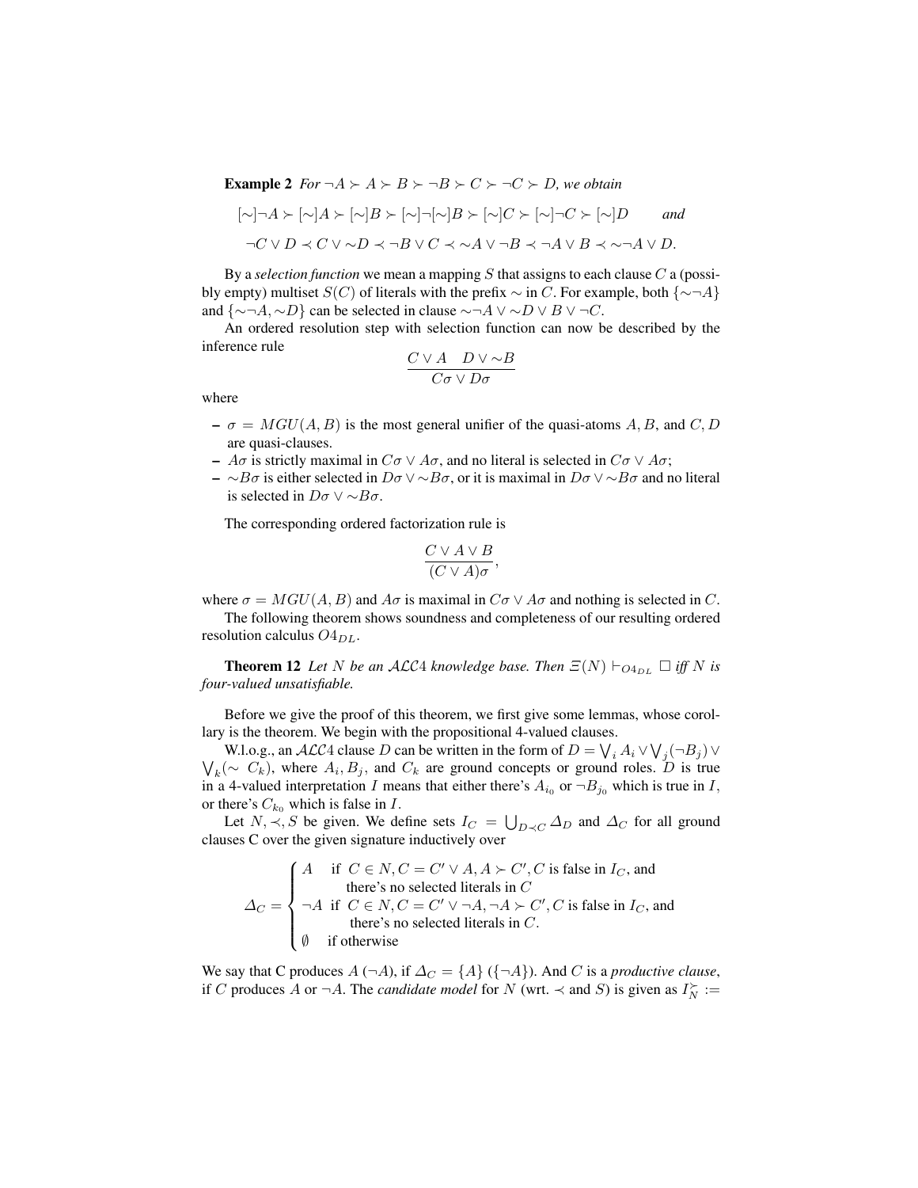**Example 2** *For* $\neg A \succ A \succ B \succ \neg B \succ C \succ \neg C \succ D$*, we obtain*

$$[\sim]\neg A \succ [\sim]A \succ [\sim]B \succ [\sim]\neg[\sim]B \succ [\sim]C \succ [\sim]\neg C \succ [\sim]D \qquad \textit{and}$$

$$\neg C \vee D \prec C \vee \sim D \prec \neg B \vee C \prec \sim A \vee \neg B \prec \neg A \vee B \prec \sim\neg A \vee D.$$

By a *selection function* we mean a mapping $S$ that assigns to each clause $C$ a (possibly empty) multiset $S(C)$ of literals with the prefix $\sim$ in $C$. For example, both $\{\sim\neg A\}$ and $\{\sim\neg A, \sim D\}$ can be selected in clause $\sim\neg A \vee \sim D \vee B \vee \neg C$.

An ordered resolution step with selection function can now be described by the inference rule

$$\frac{C \vee A \quad D \vee \sim B}{C\sigma \vee D\sigma}$$

where

- $\sigma = MGU(A, B)$ is the most general unifier of the quasi-atoms $A, B$, and $C, D$ are quasi-clauses.
- $A\sigma$ is strictly maximal in $C\sigma \vee A\sigma$, and no literal is selected in $C\sigma \vee A\sigma$;
- $\sim B\sigma$ is either selected in $D\sigma \vee \sim B\sigma$, or it is maximal in $D\sigma \vee \sim B\sigma$ and no literal is selected in $D\sigma \vee \sim B\sigma$.

The corresponding ordered factorization rule is

$$\frac{C \vee A \vee B}{(C \vee A)\sigma},$$

where $\sigma = MGU(A, B)$ and $A\sigma$ is maximal in $C\sigma \vee A\sigma$ and nothing is selected in $C$.

The following theorem shows soundness and completeness of our resulting ordered resolution calculus $O4_{DL}$.

**Theorem 12** *Let* $N$ *be an* $\mathcal{ALC}4$ *knowledge base. Then* $\Xi(N) \vdash_{O4_{DL}} \Box$ *iff* $N$ *is four-valued unsatisfiable.*

Before we give the proof of this theorem, we first give some lemmas, whose corollary is the theorem. We begin with the propositional 4-valued clauses.

W.l.o.g., an $\mathcal{ALC}4$ clause $D$ can be written in the form of $D = \bigvee_i A_i \vee \bigvee_j (\neg B_j) \vee \bigvee_k (\sim C_k)$, where $A_i, B_j$, and $C_k$ are ground concepts or ground roles. $D$ is true in a 4-valued interpretation $I$ means that either there's $A_{i_0}$ or $\neg B_{j_0}$ which is true in $I$, or there's $C_{k_0}$ which is false in $I$.

Let $N, \prec, S$ be given. We define sets $I_C = \bigcup_{D \prec C} \Delta_D$ and $\Delta_C$ for all ground clauses C over the given signature inductively over

$$\Delta_C = \begin{cases} A & \text{if } C \in N, C = C' \vee A, A \succ C', C \text{ is false in } I_C, \text{ and} \\ & \quad \text{there's no selected literals in } C \\ \neg A & \text{if } C \in N, C = C' \vee \neg A, \neg A \succ C', C \text{ is false in } I_C, \text{ and} \\ & \quad \text{there's no selected literals in } C. \\ \emptyset & \text{if otherwise} \end{cases}$$

We say that C produces $A$ ($\neg A$), if $\Delta_C = \{A\}$ ($\{\neg A\}$). And $C$ is a *productive clause*, if $C$ produces $A$ or $\neg A$. The *candidate model* for $N$ (wrt. $\prec$ and $S$) is given as $I_N^{\succ} :=$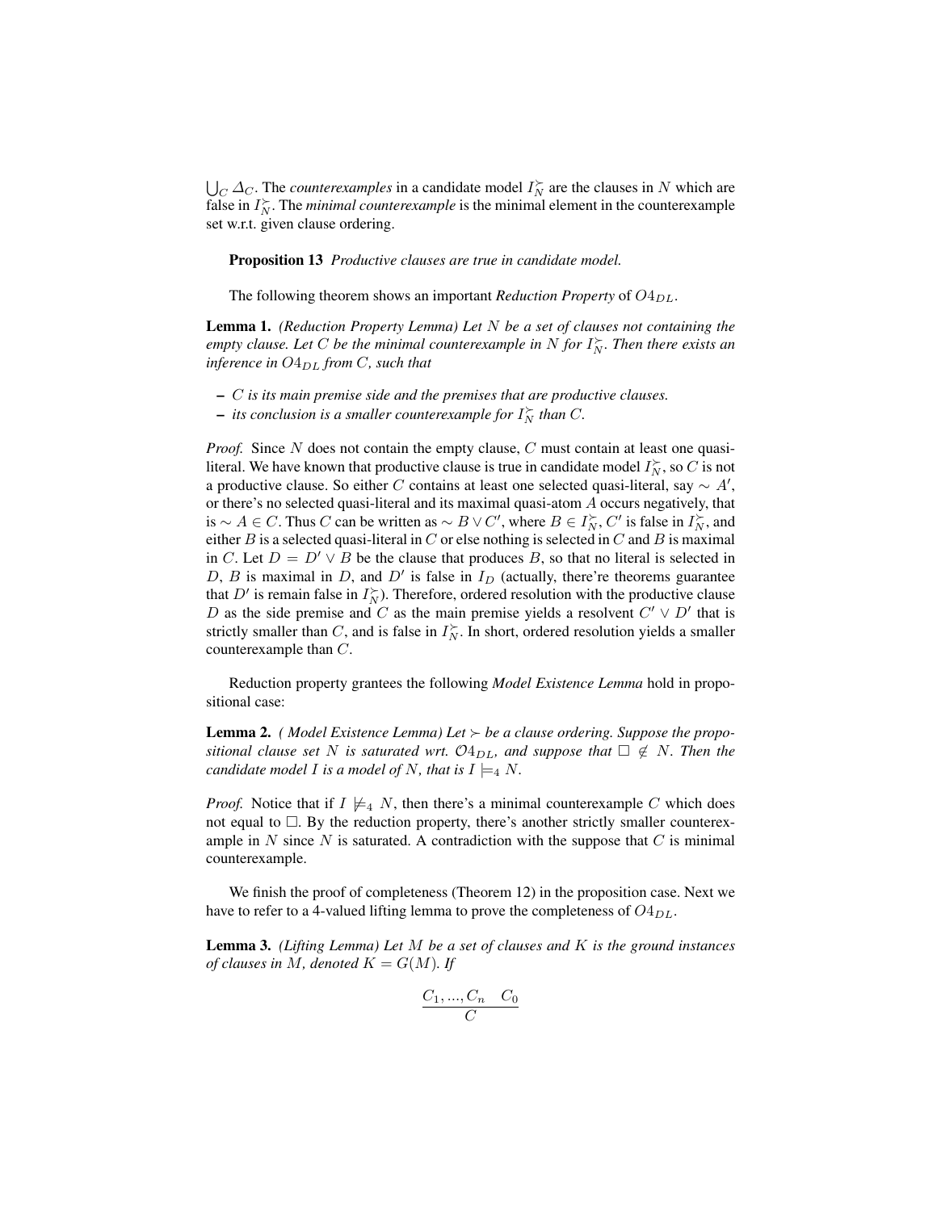$\bigcup_C \Delta_C$. The *counterexamples* in a candidate model $I_N^{\succ}$ are the clauses in $N$ which are false in $I_N^{\succ}$. The *minimal counterexample* is the minimal element in the counterexample set w.r.t. given clause ordering.

**Proposition 13** *Productive clauses are true in candidate model.*

The following theorem shows an important *Reduction Property* of $O4_{DL}$.

**Lemma 1.** *(Reduction Property Lemma) Let $N$ be a set of clauses not containing the empty clause. Let $C$ be the minimal counterexample in $N$ for $I_N^{\succ}$. Then there exists an inference in $O4_{DL}$ from $C$, such that*

- *$C$ is its main premise side and the premises that are productive clauses.*
- *its conclusion is a smaller counterexample for $I_N^{\succ}$ than $C$.*

*Proof.* Since $N$ does not contain the empty clause, $C$ must contain at least one quasi-literal. We have known that productive clause is true in candidate model $I_N^{\succ}$, so $C$ is not a productive clause. So either $C$ contains at least one selected quasi-literal, say $\sim A'$, or there's no selected quasi-literal and its maximal quasi-atom $A$ occurs negatively, that is $\sim A \in C$. Thus $C$ can be written as $\sim B \vee C'$, where $B \in I_N^{\succ}$, $C'$ is false in $I_N^{\succ}$, and either $B$ is a selected quasi-literal in $C$ or else nothing is selected in $C$ and $B$ is maximal in $C$. Let $D = D' \vee B$ be the clause that produces $B$, so that no literal is selected in $D$, $B$ is maximal in $D$, and $D'$ is false in $I_D$ (actually, there're theorems guarantee that $D'$ is remain false in $I_N^{\succ}$). Therefore, ordered resolution with the productive clause $D$ as the side premise and $C$ as the main premise yields a resolvent $C' \vee D'$ that is strictly smaller than $C$, and is false in $I_N^{\succ}$. In short, ordered resolution yields a smaller counterexample than $C$.

Reduction property grantees the following *Model Existence Lemma* hold in propositional case:

**Lemma 2.** *( Model Existence Lemma) Let $\succ$ be a clause ordering. Suppose the propositional clause set $N$ is saturated wrt. $\mathcal{O}4_{DL}$, and suppose that $\Box \notin N$. Then the candidate model $I$ is a model of $N$, that is $I \models_4 N$.*

*Proof.* Notice that if $I \not\models_4 N$, then there's a minimal counterexample $C$ which does not equal to $\Box$. By the reduction property, there's another strictly smaller counterexample in $N$ since $N$ is saturated. A contradiction with the suppose that $C$ is minimal counterexample.

We finish the proof of completeness (Theorem 12) in the proposition case. Next we have to refer to a 4-valued lifting lemma to prove the completeness of $O4_{DL}$.

**Lemma 3.** *(Lifting Lemma) Let $M$ be a set of clauses and $K$ is the ground instances of clauses in $M$, denoted $K = G(M)$. If*

$$\frac{C_1, ..., C_n \quad C_0}{C}$$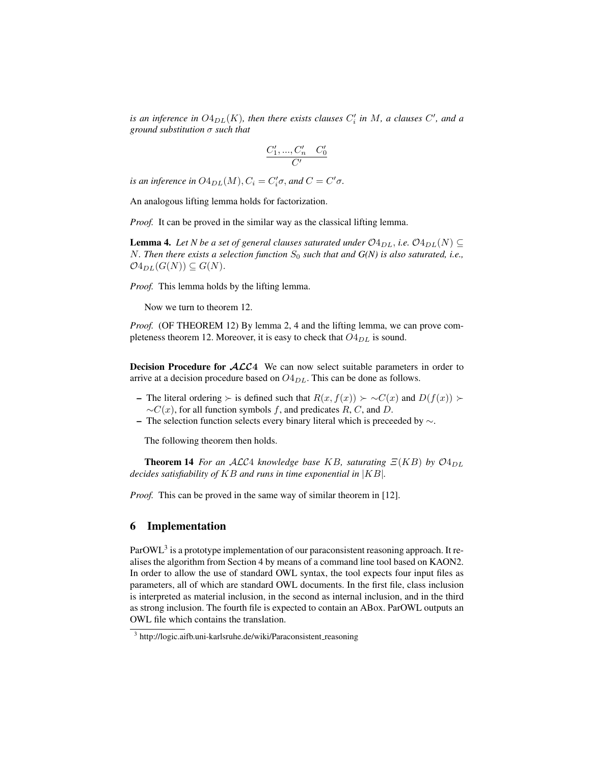*is an inference in $O4_{DL}(K)$, then there exists clauses $C'_i$ in $M$, a clauses $C'$, and a ground substitution $\sigma$ such that*

$$\frac{C'_1, ..., C'_n \quad C'_0}{C'}$$

*is an inference in $O4_{DL}(M)$, $C_i = C'_i\sigma$, and $C = C'\sigma$.*

An analogous lifting lemma holds for factorization.

*Proof.* It can be proved in the similar way as the classical lifting lemma.

**Lemma 4.** *Let N be a set of general clauses saturated under $\mathcal{O}4_{DL}$, i.e. $\mathcal{O}4_{DL}(N) \subseteq N$. Then there exists a selection function $S_0$ such that and G(N) is also saturated, i.e., $\mathcal{O}4_{DL}(G(N)) \subseteq G(N)$.*

*Proof.* This lemma holds by the lifting lemma.

Now we turn to theorem 12.

*Proof.* (OF THEOREM 12) By lemma 2, 4 and the lifting lemma, we can prove completeness theorem 12. Moreover, it is easy to check that $O4_{DL}$ is sound.

**Decision Procedure for $\mathcal{ALC}4$** We can now select suitable parameters in order to arrive at a decision procedure based on $O4_{DL}$. This can be done as follows.

- The literal ordering $\succ$ is defined such that $R(x, f(x)) \succ {\sim}C(x)$ and $D(f(x)) \succ {\sim}C(x)$, for all function symbols $f$, and predicates $R$, $C$, and $D$.
- The selection function selects every binary literal which is preceeded by $\sim$.

The following theorem then holds.

**Theorem 14** *For an $\mathcal{ALC}4$ knowledge base $KB$, saturating $\Xi(KB)$ by $\mathcal{O}4_{DL}$ decides satisfiability of $KB$ and runs in time exponential in $|KB|$.*

*Proof.* This can be proved in the same way of similar theorem in [12].

## 6 Implementation

ParOWL[3] is a prototype implementation of our paraconsistent reasoning approach. It realises the algorithm from Section 4 by means of a command line tool based on KAON2. In order to allow the use of standard OWL syntax, the tool expects four input files as parameters, all of which are standard OWL documents. In the first file, class inclusion is interpreted as material inclusion, in the second as internal inclusion, and in the third as strong inclusion. The fourth file is expected to contain an ABox. ParOWL outputs an OWL file which contains the translation.

[3] http://logic.aifb.uni-karlsruhe.de/wiki/Paraconsistent_reasoning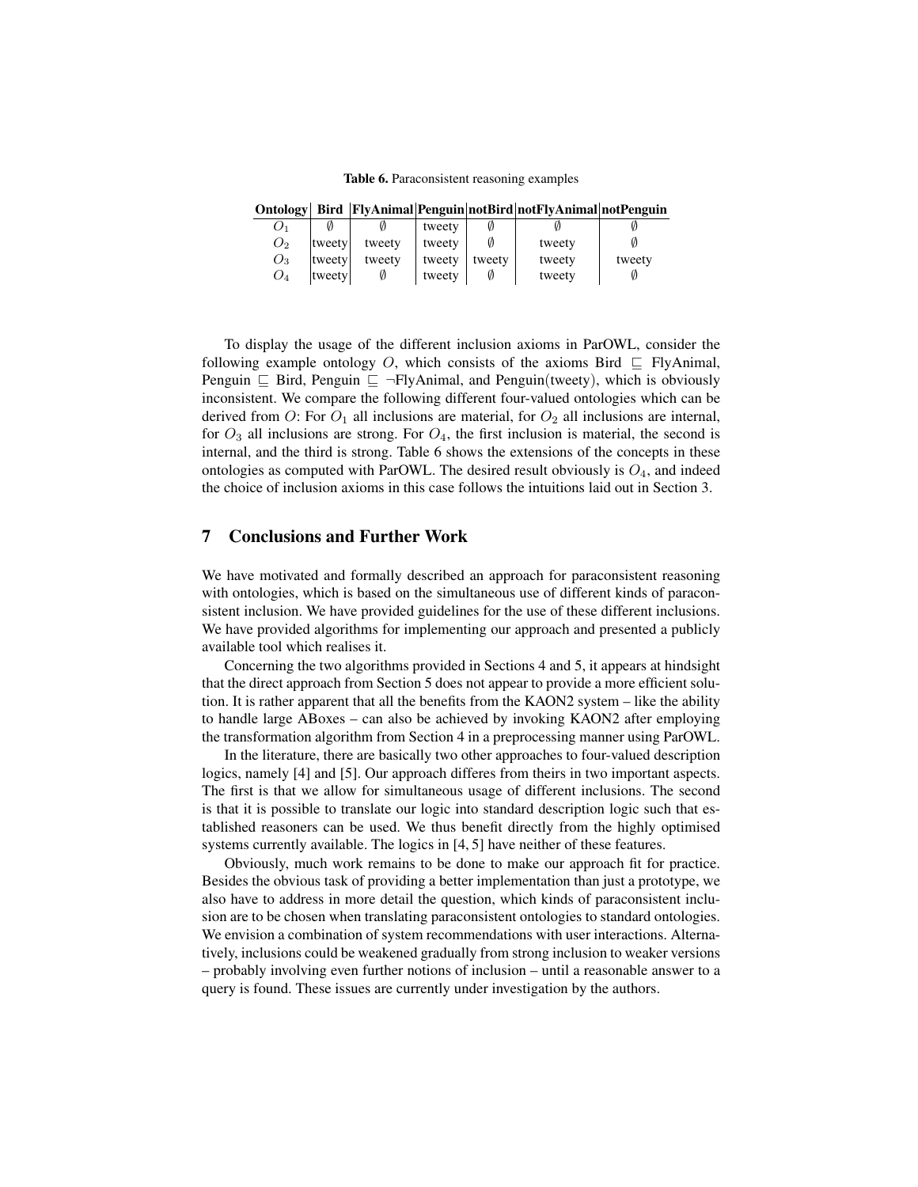**Table 6.** Paraconsistent reasoning examples

| Ontology | Bird | FlyAnimal | Penguin | notBird | notFlyAnimal | notPenguin |
|---|---|---|---|---|---|---|
| $O_1$ | $\emptyset$ | $\emptyset$ | tweety | $\emptyset$ | $\emptyset$ | $\emptyset$ |
| $O_2$ | tweety | tweety | tweety | $\emptyset$ | tweety | $\emptyset$ |
| $O_3$ | tweety | tweety | tweety | tweety | tweety | tweety |
| $O_4$ | tweety | $\emptyset$ | tweety | $\emptyset$ | tweety | $\emptyset$ |

To display the usage of the different inclusion axioms in ParOWL, consider the following example ontology $O$, which consists of the axioms Bird $\sqsubseteq$ FlyAnimal, Penguin $\sqsubseteq$ Bird, Penguin $\sqsubseteq$ $\neg$FlyAnimal, and Penguin(tweety), which is obviously inconsistent. We compare the following different four-valued ontologies which can be derived from $O$: For $O_1$ all inclusions are material, for $O_2$ all inclusions are internal, for $O_3$ all inclusions are strong. For $O_4$, the first inclusion is material, the second is internal, and the third is strong. Table 6 shows the extensions of the concepts in these ontologies as computed with ParOWL. The desired result obviously is $O_4$, and indeed the choice of inclusion axioms in this case follows the intuitions laid out in Section 3.

## 7 Conclusions and Further Work

We have motivated and formally described an approach for paraconsistent reasoning with ontologies, which is based on the simultaneous use of different kinds of paraconsistent inclusion. We have provided guidelines for the use of these different inclusions. We have provided algorithms for implementing our approach and presented a publicly available tool which realises it.

Concerning the two algorithms provided in Sections 4 and 5, it appears at hindsight that the direct approach from Section 5 does not appear to provide a more efficient solution. It is rather apparent that all the benefits from the KAON2 system – like the ability to handle large ABoxes – can also be achieved by invoking KAON2 after employing the transformation algorithm from Section 4 in a preprocessing manner using ParOWL.

In the literature, there are basically two other approaches to four-valued description logics, namely [4] and [5]. Our approach differes from theirs in two important aspects. The first is that we allow for simultaneous usage of different inclusions. The second is that it is possible to translate our logic into standard description logic such that established reasoners can be used. We thus benefit directly from the highly optimised systems currently available. The logics in [4, 5] have neither of these features.

Obviously, much work remains to be done to make our approach fit for practice. Besides the obvious task of providing a better implementation than just a prototype, we also have to address in more detail the question, which kinds of paraconsistent inclusion are to be chosen when translating paraconsistent ontologies to standard ontologies. We envision a combination of system recommendations with user interactions. Alternatively, inclusions could be weakened gradually from strong inclusion to weaker versions – probably involving even further notions of inclusion – until a reasonable answer to a query is found. These issues are currently under investigation by the authors.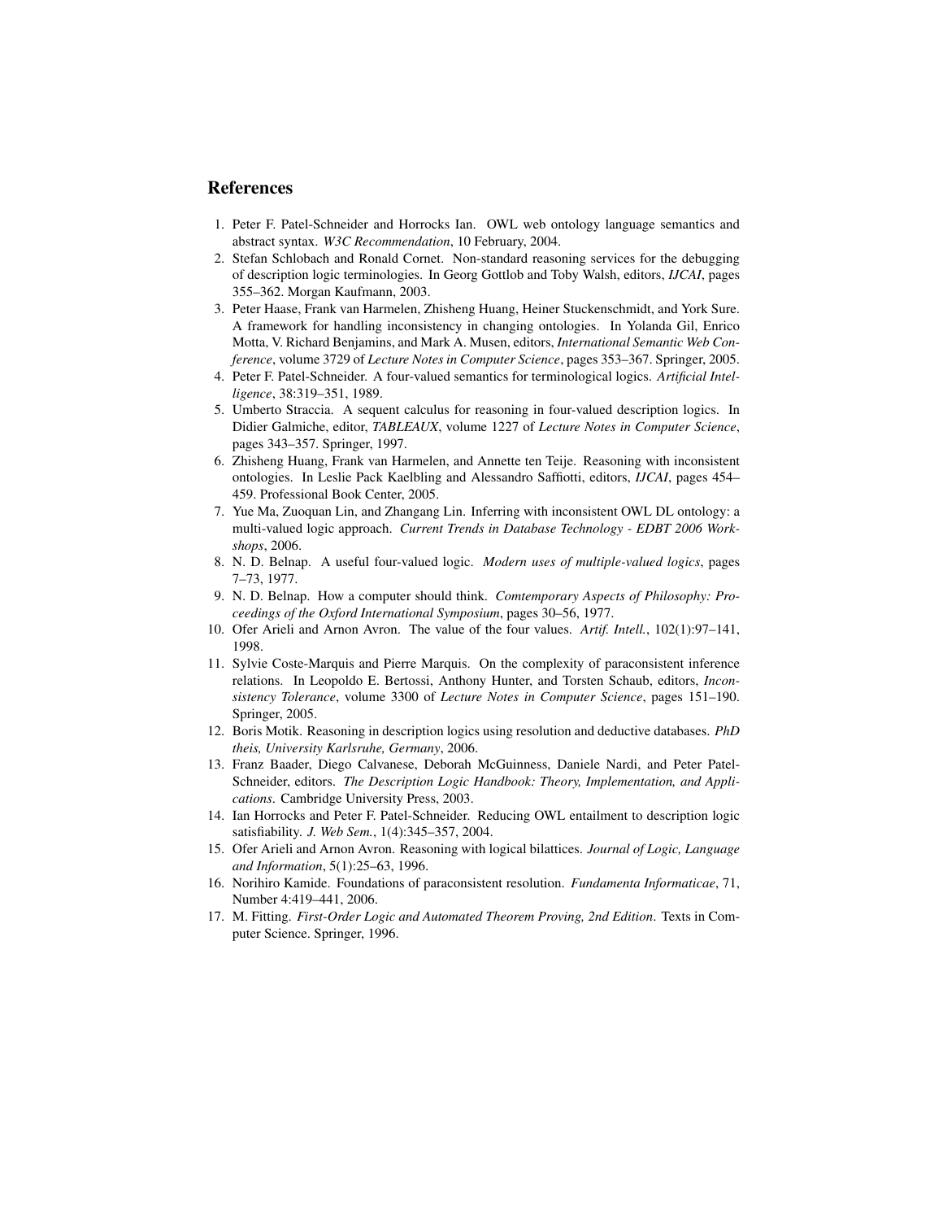## References

1. Peter F. Patel-Schneider and Horrocks Ian. OWL web ontology language semantics and abstract syntax. *W3C Recommendation*, 10 February, 2004.
2. Stefan Schlobach and Ronald Cornet. Non-standard reasoning services for the debugging of description logic terminologies. In Georg Gottlob and Toby Walsh, editors, *IJCAI*, pages 355–362. Morgan Kaufmann, 2003.
3. Peter Haase, Frank van Harmelen, Zhisheng Huang, Heiner Stuckenschmidt, and York Sure. A framework for handling inconsistency in changing ontologies. In Yolanda Gil, Enrico Motta, V. Richard Benjamins, and Mark A. Musen, editors, *International Semantic Web Conference*, volume 3729 of *Lecture Notes in Computer Science*, pages 353–367. Springer, 2005.
4. Peter F. Patel-Schneider. A four-valued semantics for terminological logics. *Artificial Intelligence*, 38:319–351, 1989.
5. Umberto Straccia. A sequent calculus for reasoning in four-valued description logics. In Didier Galmiche, editor, *TABLEAUX*, volume 1227 of *Lecture Notes in Computer Science*, pages 343–357. Springer, 1997.
6. Zhisheng Huang, Frank van Harmelen, and Annette ten Teije. Reasoning with inconsistent ontologies. In Leslie Pack Kaelbling and Alessandro Saffiotti, editors, *IJCAI*, pages 454–459. Professional Book Center, 2005.
7. Yue Ma, Zuoquan Lin, and Zhangang Lin. Inferring with inconsistent OWL DL ontology: a multi-valued logic approach. *Current Trends in Database Technology - EDBT 2006 Workshops*, 2006.
8. N. D. Belnap. A useful four-valued logic. *Modern uses of multiple-valued logics*, pages 7–73, 1977.
9. N. D. Belnap. How a computer should think. *Comtemporary Aspects of Philosophy: Proceedings of the Oxford International Symposium*, pages 30–56, 1977.
10. Ofer Arieli and Arnon Avron. The value of the four values. *Artif. Intell.*, 102(1):97–141, 1998.
11. Sylvie Coste-Marquis and Pierre Marquis. On the complexity of paraconsistent inference relations. In Leopoldo E. Bertossi, Anthony Hunter, and Torsten Schaub, editors, *Inconsistency Tolerance*, volume 3300 of *Lecture Notes in Computer Science*, pages 151–190. Springer, 2005.
12. Boris Motik. Reasoning in description logics using resolution and deductive databases. *PhD theis, University Karlsruhe, Germany*, 2006.
13. Franz Baader, Diego Calvanese, Deborah McGuinness, Daniele Nardi, and Peter Patel-Schneider, editors. *The Description Logic Handbook: Theory, Implementation, and Applications*. Cambridge University Press, 2003.
14. Ian Horrocks and Peter F. Patel-Schneider. Reducing OWL entailment to description logic satisfiability. *J. Web Sem.*, 1(4):345–357, 2004.
15. Ofer Arieli and Arnon Avron. Reasoning with logical bilattices. *Journal of Logic, Language and Information*, 5(1):25–63, 1996.
16. Norihiro Kamide. Foundations of paraconsistent resolution. *Fundamenta Informaticae*, 71, Number 4:419–441, 2006.
17. M. Fitting. *First-Order Logic and Automated Theorem Proving, 2nd Edition*. Texts in Computer Science. Springer, 1996.